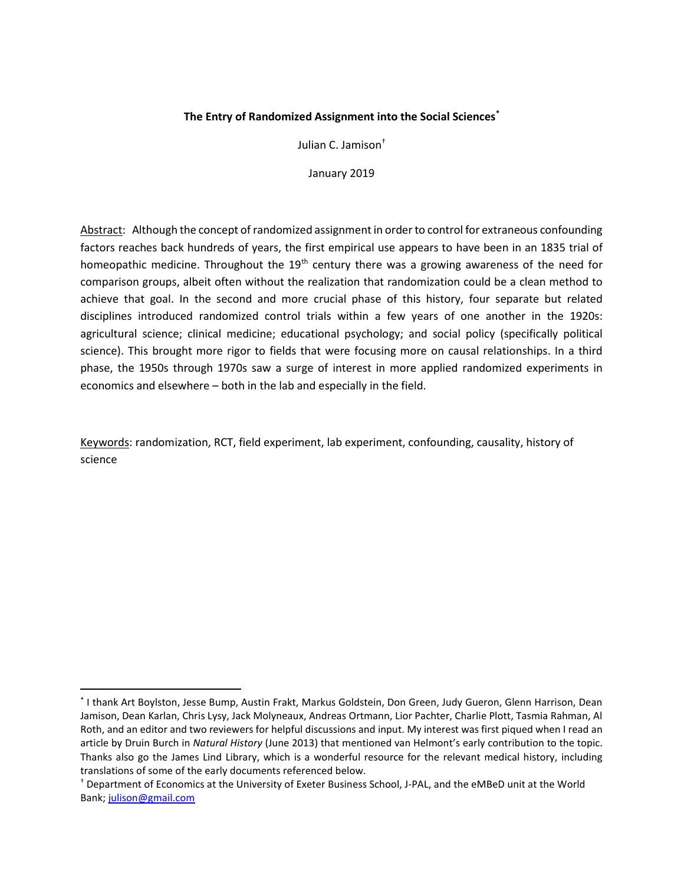# The Entry of Randomized Assignment into the Social Sciences[*]

Julian C. Jamison[†]

January 2019

Abstract: Although the concept of randomized assignment in order to control for extraneous confounding factors reaches back hundreds of years, the first empirical use appears to have been in an 1835 trial of homeopathic medicine. Throughout the 19th century there was a growing awareness of the need for comparison groups, albeit often without the realization that randomization could be a clean method to achieve that goal. In the second and more crucial phase of this history, four separate but related disciplines introduced randomized control trials within a few years of one another in the 1920s: agricultural science; clinical medicine; educational psychology; and social policy (specifically political science). This brought more rigor to fields that were focusing more on causal relationships. In a third phase, the 1950s through 1970s saw a surge of interest in more applied randomized experiments in economics and elsewhere – both in the lab and especially in the field.

Keywords: randomization, RCT, field experiment, lab experiment, confounding, causality, history of science

---

[*] I thank Art Boylston, Jesse Bump, Austin Frakt, Markus Goldstein, Don Green, Judy Gueron, Glenn Harrison, Dean Jamison, Dean Karlan, Chris Lysy, Jack Molyneaux, Andreas Ortmann, Lior Pachter, Charlie Plott, Tasmia Rahman, Al Roth, and an editor and two reviewers for helpful discussions and input. My interest was first piqued when I read an article by Druin Burch in *Natural History* (June 2013) that mentioned van Helmont's early contribution to the topic. Thanks also go the James Lind Library, which is a wonderful resource for the relevant medical history, including translations of some of the early documents referenced below.

[†] Department of Economics at the University of Exeter Business School, J-PAL, and the eMBeD unit at the World Bank; julison@gmail.com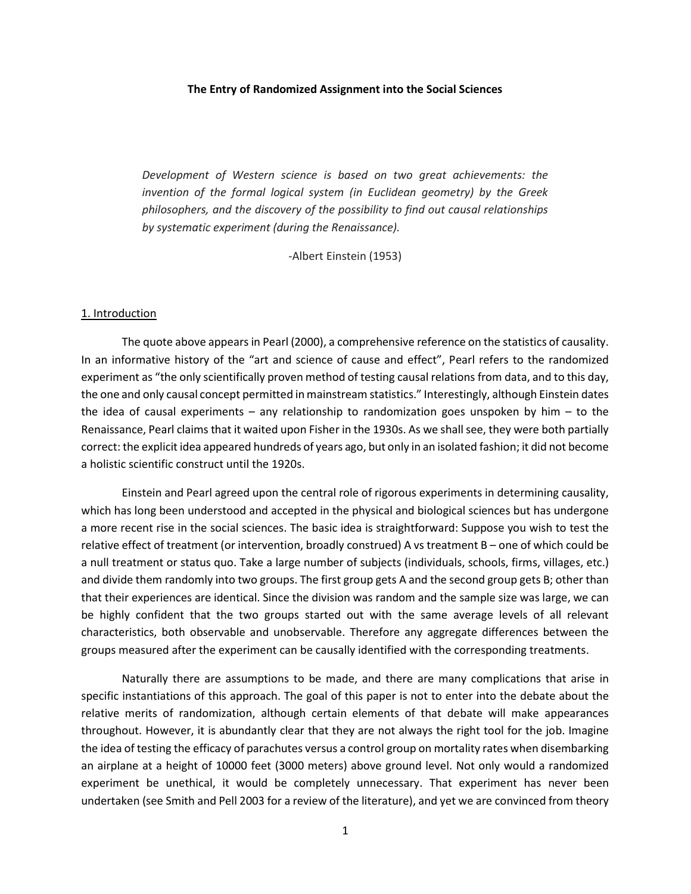**The Entry of Randomized Assignment into the Social Sciences**

> *Development of Western science is based on two great achievements: the invention of the formal logical system (in Euclidean geometry) by the Greek philosophers, and the discovery of the possibility to find out causal relationships by systematic experiment (during the Renaissance).*
>
> -Albert Einstein (1953)

## 1. Introduction

The quote above appears in Pearl (2000), a comprehensive reference on the statistics of causality. In an informative history of the "art and science of cause and effect", Pearl refers to the randomized experiment as "the only scientifically proven method of testing causal relations from data, and to this day, the one and only causal concept permitted in mainstream statistics." Interestingly, although Einstein dates the idea of causal experiments – any relationship to randomization goes unspoken by him – to the Renaissance, Pearl claims that it waited upon Fisher in the 1930s. As we shall see, they were both partially correct: the explicit idea appeared hundreds of years ago, but only in an isolated fashion; it did not become a holistic scientific construct until the 1920s.

Einstein and Pearl agreed upon the central role of rigorous experiments in determining causality, which has long been understood and accepted in the physical and biological sciences but has undergone a more recent rise in the social sciences. The basic idea is straightforward: Suppose you wish to test the relative effect of treatment (or intervention, broadly construed) A vs treatment B – one of which could be a null treatment or status quo. Take a large number of subjects (individuals, schools, firms, villages, etc.) and divide them randomly into two groups. The first group gets A and the second group gets B; other than that their experiences are identical. Since the division was random and the sample size was large, we can be highly confident that the two groups started out with the same average levels of all relevant characteristics, both observable and unobservable. Therefore any aggregate differences between the groups measured after the experiment can be causally identified with the corresponding treatments.

Naturally there are assumptions to be made, and there are many complications that arise in specific instantiations of this approach. The goal of this paper is not to enter into the debate about the relative merits of randomization, although certain elements of that debate will make appearances throughout. However, it is abundantly clear that they are not always the right tool for the job. Imagine the idea of testing the efficacy of parachutes versus a control group on mortality rates when disembarking an airplane at a height of 10000 feet (3000 meters) above ground level. Not only would a randomized experiment be unethical, it would be completely unnecessary. That experiment has never been undertaken (see Smith and Pell 2003 for a review of the literature), and yet we are convinced from theory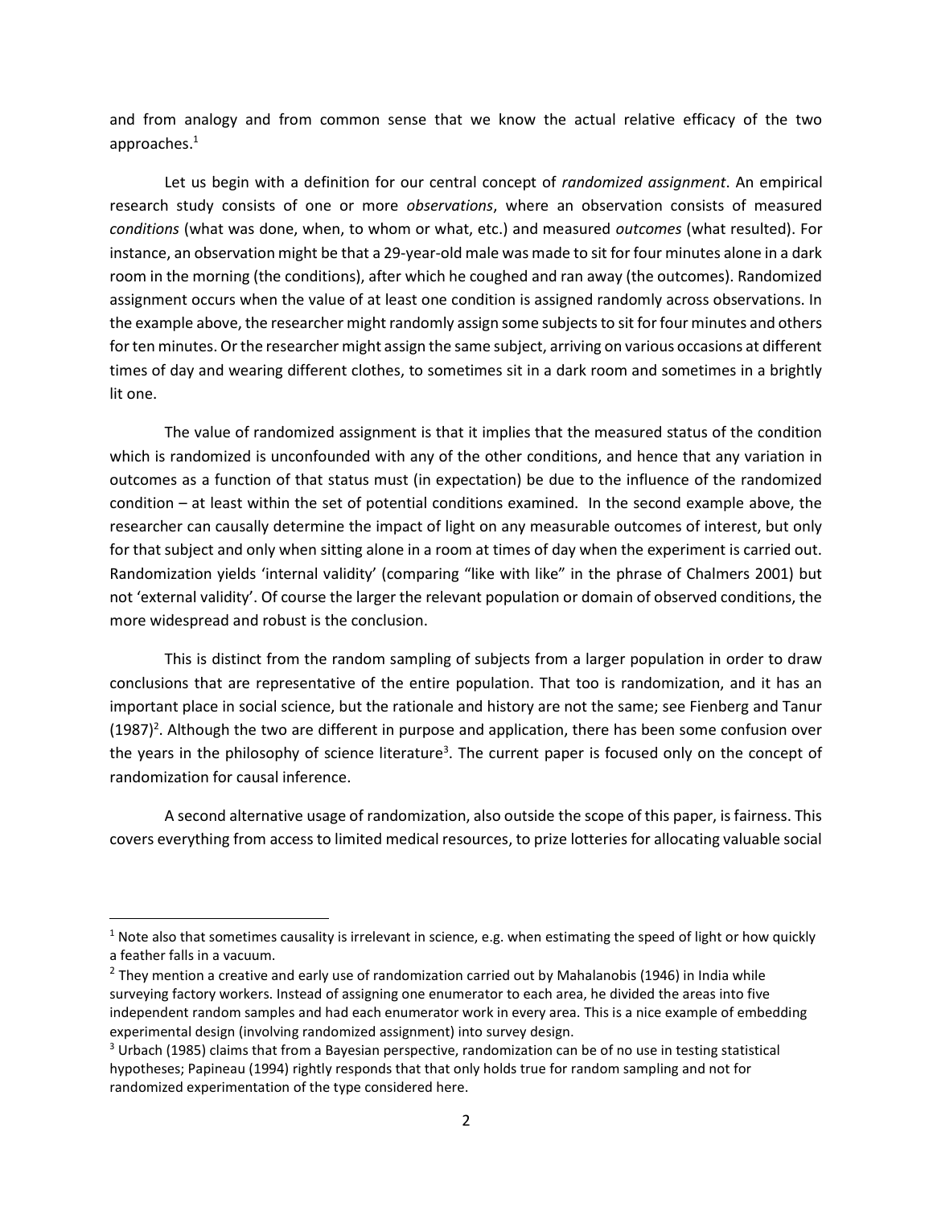and from analogy and from common sense that we know the actual relative efficacy of the two approaches.[1]

Let us begin with a definition for our central concept of *randomized assignment*. An empirical research study consists of one or more *observations*, where an observation consists of measured *conditions* (what was done, when, to whom or what, etc.) and measured *outcomes* (what resulted). For instance, an observation might be that a 29-year-old male was made to sit for four minutes alone in a dark room in the morning (the conditions), after which he coughed and ran away (the outcomes). Randomized assignment occurs when the value of at least one condition is assigned randomly across observations. In the example above, the researcher might randomly assign some subjects to sit for four minutes and others for ten minutes. Or the researcher might assign the same subject, arriving on various occasions at different times of day and wearing different clothes, to sometimes sit in a dark room and sometimes in a brightly lit one.

The value of randomized assignment is that it implies that the measured status of the condition which is randomized is unconfounded with any of the other conditions, and hence that any variation in outcomes as a function of that status must (in expectation) be due to the influence of the randomized condition – at least within the set of potential conditions examined. In the second example above, the researcher can causally determine the impact of light on any measurable outcomes of interest, but only for that subject and only when sitting alone in a room at times of day when the experiment is carried out. Randomization yields 'internal validity' (comparing "like with like" in the phrase of Chalmers 2001) but not 'external validity'. Of course the larger the relevant population or domain of observed conditions, the more widespread and robust is the conclusion.

This is distinct from the random sampling of subjects from a larger population in order to draw conclusions that are representative of the entire population. That too is randomization, and it has an important place in social science, but the rationale and history are not the same; see Fienberg and Tanur (1987)[2]. Although the two are different in purpose and application, there has been some confusion over the years in the philosophy of science literature[3]. The current paper is focused only on the concept of randomization for causal inference.

A second alternative usage of randomization, also outside the scope of this paper, is fairness. This covers everything from access to limited medical resources, to prize lotteries for allocating valuable social

---

[1] Note also that sometimes causality is irrelevant in science, e.g. when estimating the speed of light or how quickly a feather falls in a vacuum.

[2] They mention a creative and early use of randomization carried out by Mahalanobis (1946) in India while surveying factory workers. Instead of assigning one enumerator to each area, he divided the areas into five independent random samples and had each enumerator work in every area. This is a nice example of embedding experimental design (involving randomized assignment) into survey design.

[3] Urbach (1985) claims that from a Bayesian perspective, randomization can be of no use in testing statistical hypotheses; Papineau (1994) rightly responds that that only holds true for random sampling and not for randomized experimentation of the type considered here.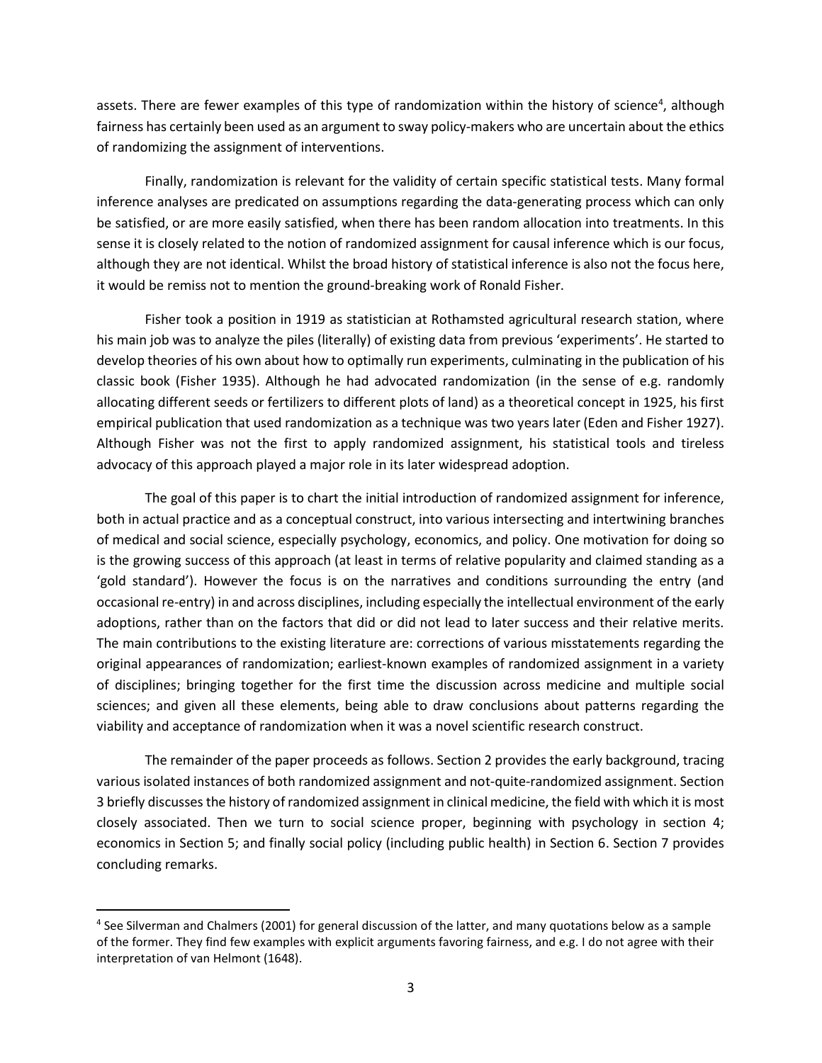assets. There are fewer examples of this type of randomization within the history of science[4], although fairness has certainly been used as an argument to sway policy-makers who are uncertain about the ethics of randomizing the assignment of interventions.

Finally, randomization is relevant for the validity of certain specific statistical tests. Many formal inference analyses are predicated on assumptions regarding the data-generating process which can only be satisfied, or are more easily satisfied, when there has been random allocation into treatments. In this sense it is closely related to the notion of randomized assignment for causal inference which is our focus, although they are not identical. Whilst the broad history of statistical inference is also not the focus here, it would be remiss not to mention the ground-breaking work of Ronald Fisher.

Fisher took a position in 1919 as statistician at Rothamsted agricultural research station, where his main job was to analyze the piles (literally) of existing data from previous 'experiments'. He started to develop theories of his own about how to optimally run experiments, culminating in the publication of his classic book (Fisher 1935). Although he had advocated randomization (in the sense of e.g. randomly allocating different seeds or fertilizers to different plots of land) as a theoretical concept in 1925, his first empirical publication that used randomization as a technique was two years later (Eden and Fisher 1927). Although Fisher was not the first to apply randomized assignment, his statistical tools and tireless advocacy of this approach played a major role in its later widespread adoption.

The goal of this paper is to chart the initial introduction of randomized assignment for inference, both in actual practice and as a conceptual construct, into various intersecting and intertwining branches of medical and social science, especially psychology, economics, and policy. One motivation for doing so is the growing success of this approach (at least in terms of relative popularity and claimed standing as a 'gold standard'). However the focus is on the narratives and conditions surrounding the entry (and occasional re-entry) in and across disciplines, including especially the intellectual environment of the early adoptions, rather than on the factors that did or did not lead to later success and their relative merits. The main contributions to the existing literature are: corrections of various misstatements regarding the original appearances of randomization; earliest-known examples of randomized assignment in a variety of disciplines; bringing together for the first time the discussion across medicine and multiple social sciences; and given all these elements, being able to draw conclusions about patterns regarding the viability and acceptance of randomization when it was a novel scientific research construct.

The remainder of the paper proceeds as follows. Section 2 provides the early background, tracing various isolated instances of both randomized assignment and not-quite-randomized assignment. Section 3 briefly discusses the history of randomized assignment in clinical medicine, the field with which it is most closely associated. Then we turn to social science proper, beginning with psychology in section 4; economics in Section 5; and finally social policy (including public health) in Section 6. Section 7 provides concluding remarks.

---

[4] See Silverman and Chalmers (2001) for general discussion of the latter, and many quotations below as a sample of the former. They find few examples with explicit arguments favoring fairness, and e.g. I do not agree with their interpretation of van Helmont (1648).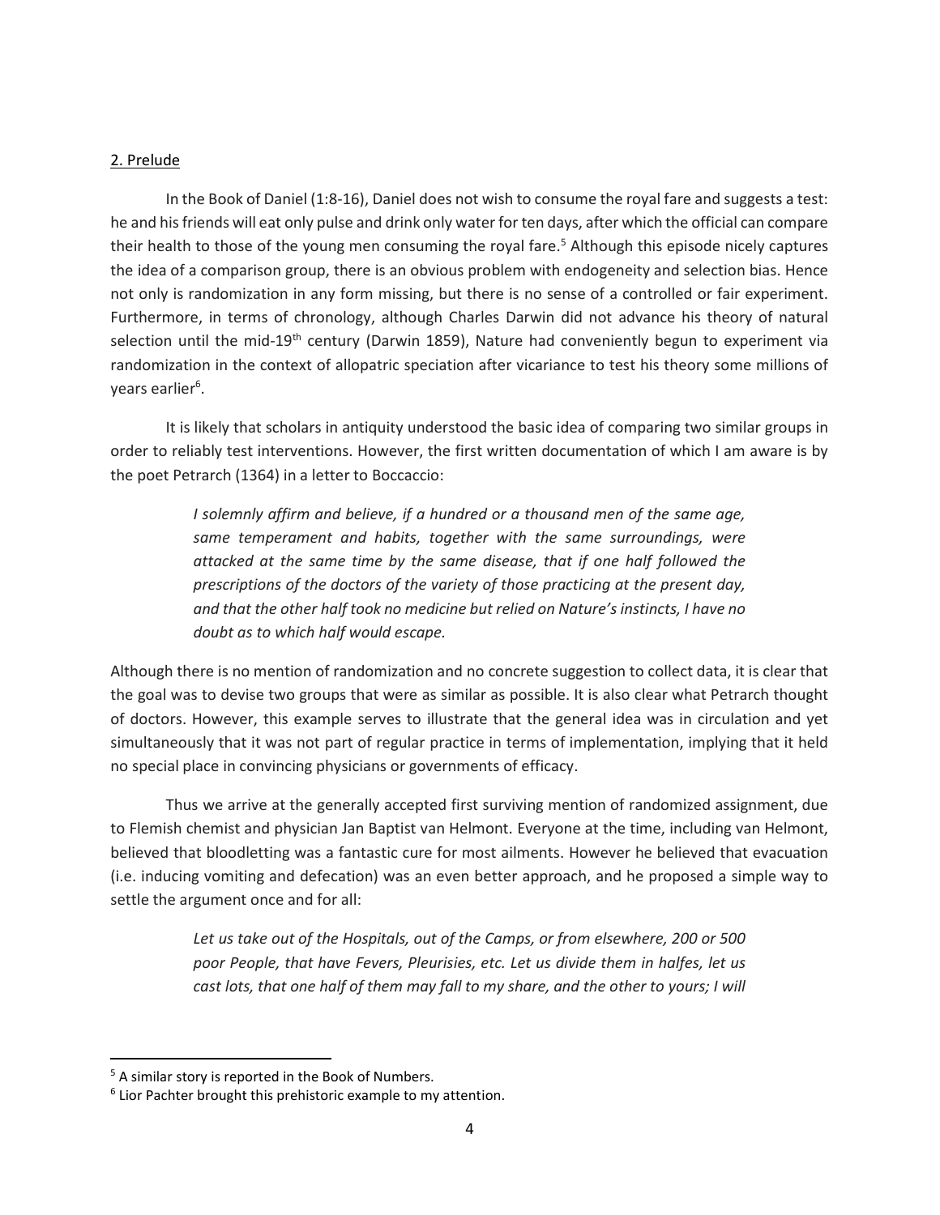## 2. Prelude

In the Book of Daniel (1:8-16), Daniel does not wish to consume the royal fare and suggests a test: he and his friends will eat only pulse and drink only water for ten days, after which the official can compare their health to those of the young men consuming the royal fare.[5] Although this episode nicely captures the idea of a comparison group, there is an obvious problem with endogeneity and selection bias. Hence not only is randomization in any form missing, but there is no sense of a controlled or fair experiment. Furthermore, in terms of chronology, although Charles Darwin did not advance his theory of natural selection until the mid-19th century (Darwin 1859), Nature had conveniently begun to experiment via randomization in the context of allopatric speciation after vicariance to test his theory some millions of years earlier[6].

It is likely that scholars in antiquity understood the basic idea of comparing two similar groups in order to reliably test interventions. However, the first written documentation of which I am aware is by the poet Petrarch (1364) in a letter to Boccaccio:

> *I solemnly affirm and believe, if a hundred or a thousand men of the same age, same temperament and habits, together with the same surroundings, were attacked at the same time by the same disease, that if one half followed the prescriptions of the doctors of the variety of those practicing at the present day, and that the other half took no medicine but relied on Nature's instincts, I have no doubt as to which half would escape.*

Although there is no mention of randomization and no concrete suggestion to collect data, it is clear that the goal was to devise two groups that were as similar as possible. It is also clear what Petrarch thought of doctors. However, this example serves to illustrate that the general idea was in circulation and yet simultaneously that it was not part of regular practice in terms of implementation, implying that it held no special place in convincing physicians or governments of efficacy.

Thus we arrive at the generally accepted first surviving mention of randomized assignment, due to Flemish chemist and physician Jan Baptist van Helmont. Everyone at the time, including van Helmont, believed that bloodletting was a fantastic cure for most ailments. However he believed that evacuation (i.e. inducing vomiting and defecation) was an even better approach, and he proposed a simple way to settle the argument once and for all:

> *Let us take out of the Hospitals, out of the Camps, or from elsewhere, 200 or 500 poor People, that have Fevers, Pleurisies, etc. Let us divide them in halfes, let us cast lots, that one half of them may fall to my share, and the other to yours; I will*

[5] A similar story is reported in the Book of Numbers.

[6] Lior Pachter brought this prehistoric example to my attention.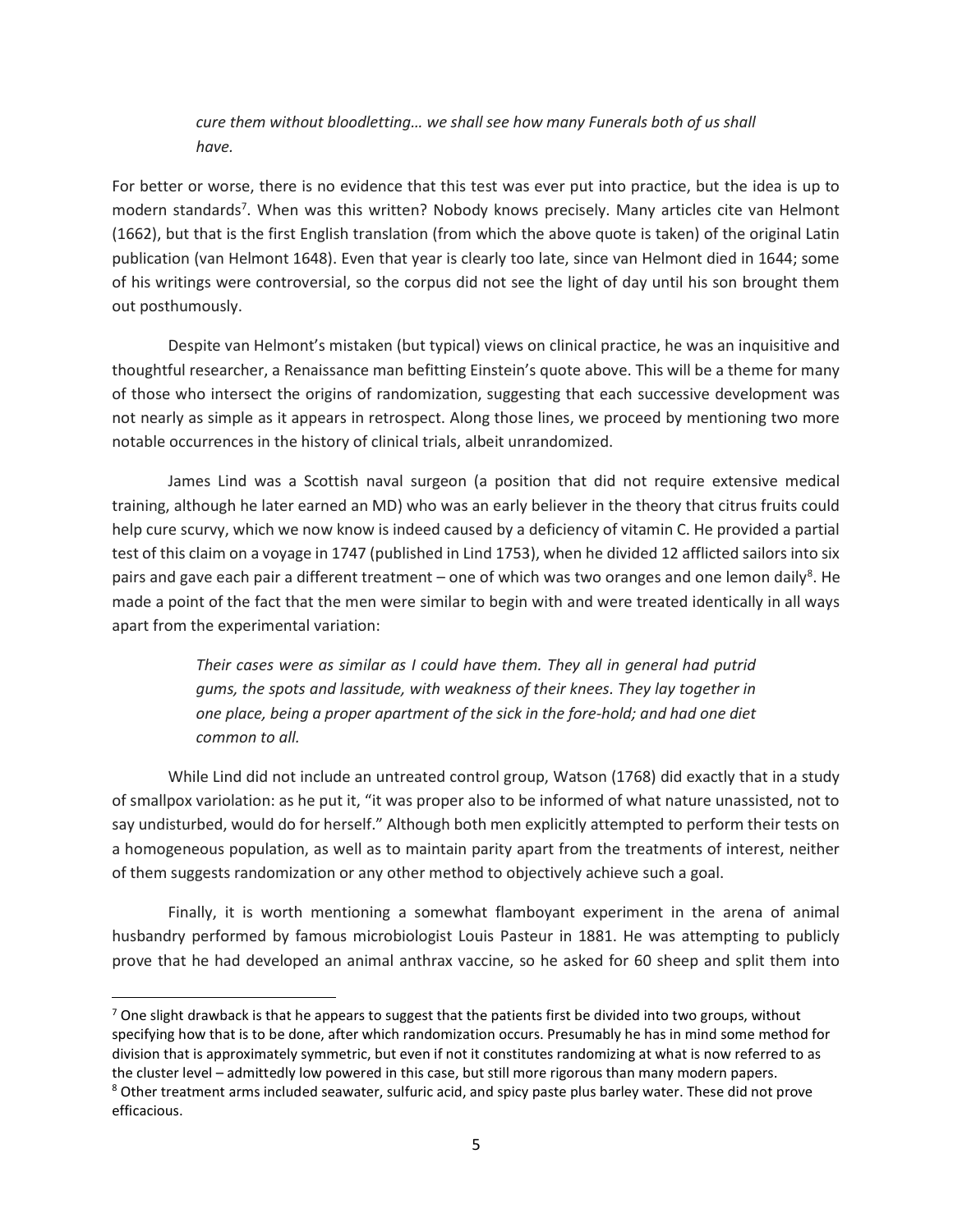> *cure them without bloodletting… we shall see how many Funerals both of us shall have.*

For better or worse, there is no evidence that this test was ever put into practice, but the idea is up to modern standards[7]. When was this written? Nobody knows precisely. Many articles cite van Helmont (1662), but that is the first English translation (from which the above quote is taken) of the original Latin publication (van Helmont 1648). Even that year is clearly too late, since van Helmont died in 1644; some of his writings were controversial, so the corpus did not see the light of day until his son brought them out posthumously.

Despite van Helmont's mistaken (but typical) views on clinical practice, he was an inquisitive and thoughtful researcher, a Renaissance man befitting Einstein's quote above. This will be a theme for many of those who intersect the origins of randomization, suggesting that each successive development was not nearly as simple as it appears in retrospect. Along those lines, we proceed by mentioning two more notable occurrences in the history of clinical trials, albeit unrandomized.

James Lind was a Scottish naval surgeon (a position that did not require extensive medical training, although he later earned an MD) who was an early believer in the theory that citrus fruits could help cure scurvy, which we now know is indeed caused by a deficiency of vitamin C. He provided a partial test of this claim on a voyage in 1747 (published in Lind 1753), when he divided 12 afflicted sailors into six pairs and gave each pair a different treatment – one of which was two oranges and one lemon daily[8]. He made a point of the fact that the men were similar to begin with and were treated identically in all ways apart from the experimental variation:

> *Their cases were as similar as I could have them. They all in general had putrid gums, the spots and lassitude, with weakness of their knees. They lay together in one place, being a proper apartment of the sick in the fore-hold; and had one diet common to all.*

While Lind did not include an untreated control group, Watson (1768) did exactly that in a study of smallpox variolation: as he put it, "it was proper also to be informed of what nature unassisted, not to say undisturbed, would do for herself." Although both men explicitly attempted to perform their tests on a homogeneous population, as well as to maintain parity apart from the treatments of interest, neither of them suggests randomization or any other method to objectively achieve such a goal.

Finally, it is worth mentioning a somewhat flamboyant experiment in the arena of animal husbandry performed by famous microbiologist Louis Pasteur in 1881. He was attempting to publicly prove that he had developed an animal anthrax vaccine, so he asked for 60 sheep and split them into

---

[7] One slight drawback is that he appears to suggest that the patients first be divided into two groups, without specifying how that is to be done, after which randomization occurs. Presumably he has in mind some method for division that is approximately symmetric, but even if not it constitutes randomizing at what is now referred to as the cluster level – admittedly low powered in this case, but still more rigorous than many modern papers.

[8] Other treatment arms included seawater, sulfuric acid, and spicy paste plus barley water. These did not prove efficacious.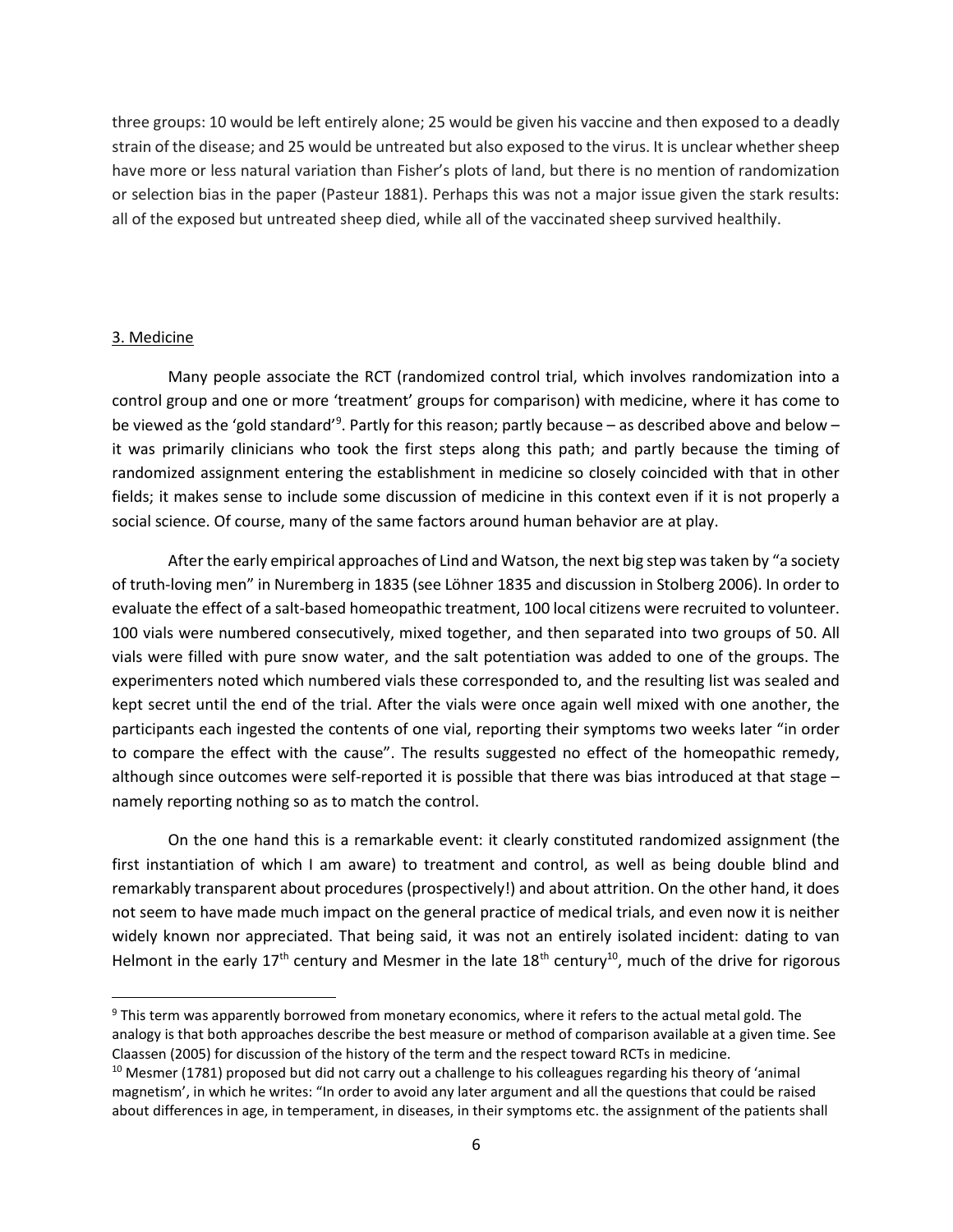three groups: 10 would be left entirely alone; 25 would be given his vaccine and then exposed to a deadly strain of the disease; and 25 would be untreated but also exposed to the virus. It is unclear whether sheep have more or less natural variation than Fisher's plots of land, but there is no mention of randomization or selection bias in the paper (Pasteur 1881). Perhaps this was not a major issue given the stark results: all of the exposed but untreated sheep died, while all of the vaccinated sheep survived healthily.

## 3. Medicine

Many people associate the RCT (randomized control trial, which involves randomization into a control group and one or more 'treatment' groups for comparison) with medicine, where it has come to be viewed as the 'gold standard'[9]. Partly for this reason; partly because – as described above and below – it was primarily clinicians who took the first steps along this path; and partly because the timing of randomized assignment entering the establishment in medicine so closely coincided with that in other fields; it makes sense to include some discussion of medicine in this context even if it is not properly a social science. Of course, many of the same factors around human behavior are at play.

After the early empirical approaches of Lind and Watson, the next big step was taken by "a society of truth-loving men" in Nuremberg in 1835 (see Löhner 1835 and discussion in Stolberg 2006). In order to evaluate the effect of a salt-based homeopathic treatment, 100 local citizens were recruited to volunteer. 100 vials were numbered consecutively, mixed together, and then separated into two groups of 50. All vials were filled with pure snow water, and the salt potentiation was added to one of the groups. The experimenters noted which numbered vials these corresponded to, and the resulting list was sealed and kept secret until the end of the trial. After the vials were once again well mixed with one another, the participants each ingested the contents of one vial, reporting their symptoms two weeks later "in order to compare the effect with the cause". The results suggested no effect of the homeopathic remedy, although since outcomes were self-reported it is possible that there was bias introduced at that stage – namely reporting nothing so as to match the control.

On the one hand this is a remarkable event: it clearly constituted randomized assignment (the first instantiation of which I am aware) to treatment and control, as well as being double blind and remarkably transparent about procedures (prospectively!) and about attrition. On the other hand, it does not seem to have made much impact on the general practice of medical trials, and even now it is neither widely known nor appreciated. That being said, it was not an entirely isolated incident: dating to van Helmont in the early 17th century and Mesmer in the late 18th century[10], much of the drive for rigorous

---

[9] This term was apparently borrowed from monetary economics, where it refers to the actual metal gold. The analogy is that both approaches describe the best measure or method of comparison available at a given time. See Claassen (2005) for discussion of the history of the term and the respect toward RCTs in medicine.

[10] Mesmer (1781) proposed but did not carry out a challenge to his colleagues regarding his theory of 'animal magnetism', in which he writes: "In order to avoid any later argument and all the questions that could be raised about differences in age, in temperament, in diseases, in their symptoms etc. the assignment of the patients shall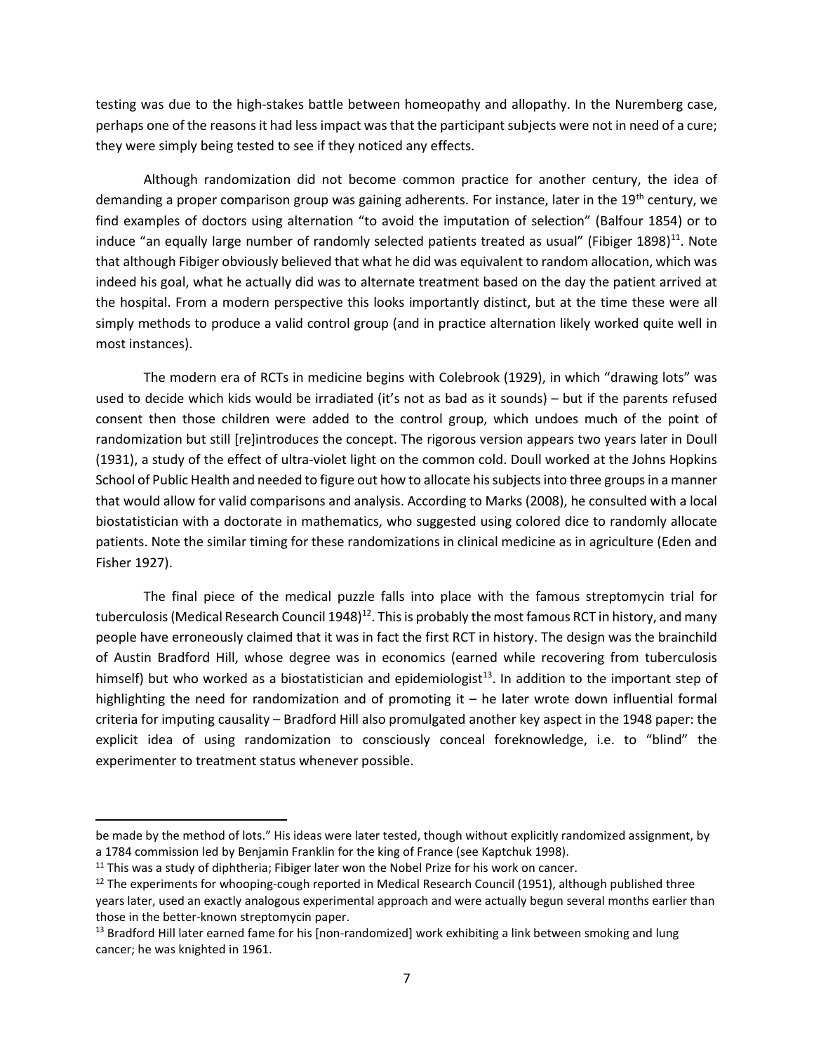testing was due to the high-stakes battle between homeopathy and allopathy. In the Nuremberg case, perhaps one of the reasons it had less impact was that the participant subjects were not in need of a cure; they were simply being tested to see if they noticed any effects.

Although randomization did not become common practice for another century, the idea of demanding a proper comparison group was gaining adherents. For instance, later in the 19th century, we find examples of doctors using alternation "to avoid the imputation of selection" (Balfour 1854) or to induce "an equally large number of randomly selected patients treated as usual" (Fibiger 1898)[11]. Note that although Fibiger obviously believed that what he did was equivalent to random allocation, which was indeed his goal, what he actually did was to alternate treatment based on the day the patient arrived at the hospital. From a modern perspective this looks importantly distinct, but at the time these were all simply methods to produce a valid control group (and in practice alternation likely worked quite well in most instances).

The modern era of RCTs in medicine begins with Colebrook (1929), in which "drawing lots" was used to decide which kids would be irradiated (it's not as bad as it sounds) – but if the parents refused consent then those children were added to the control group, which undoes much of the point of randomization but still [re]introduces the concept. The rigorous version appears two years later in Doull (1931), a study of the effect of ultra-violet light on the common cold. Doull worked at the Johns Hopkins School of Public Health and needed to figure out how to allocate his subjects into three groups in a manner that would allow for valid comparisons and analysis. According to Marks (2008), he consulted with a local biostatistician with a doctorate in mathematics, who suggested using colored dice to randomly allocate patients. Note the similar timing for these randomizations in clinical medicine as in agriculture (Eden and Fisher 1927).

The final piece of the medical puzzle falls into place with the famous streptomycin trial for tuberculosis (Medical Research Council 1948)[12]. This is probably the most famous RCT in history, and many people have erroneously claimed that it was in fact the first RCT in history. The design was the brainchild of Austin Bradford Hill, whose degree was in economics (earned while recovering from tuberculosis himself) but who worked as a biostatistician and epidemiologist[13]. In addition to the important step of highlighting the need for randomization and of promoting it – he later wrote down influential formal criteria for imputing causality – Bradford Hill also promulgated another key aspect in the 1948 paper: the explicit idea of using randomization to consciously conceal foreknowledge, i.e. to "blind" the experimenter to treatment status whenever possible.

---

be made by the method of lots." His ideas were later tested, though without explicitly randomized assignment, by a 1784 commission led by Benjamin Franklin for the king of France (see Kaptchuk 1998).

[11] This was a study of diphtheria; Fibiger later won the Nobel Prize for his work on cancer.

[12] The experiments for whooping-cough reported in Medical Research Council (1951), although published three years later, used an exactly analogous experimental approach and were actually begun several months earlier than those in the better-known streptomycin paper.

[13] Bradford Hill later earned fame for his [non-randomized] work exhibiting a link between smoking and lung cancer; he was knighted in 1961.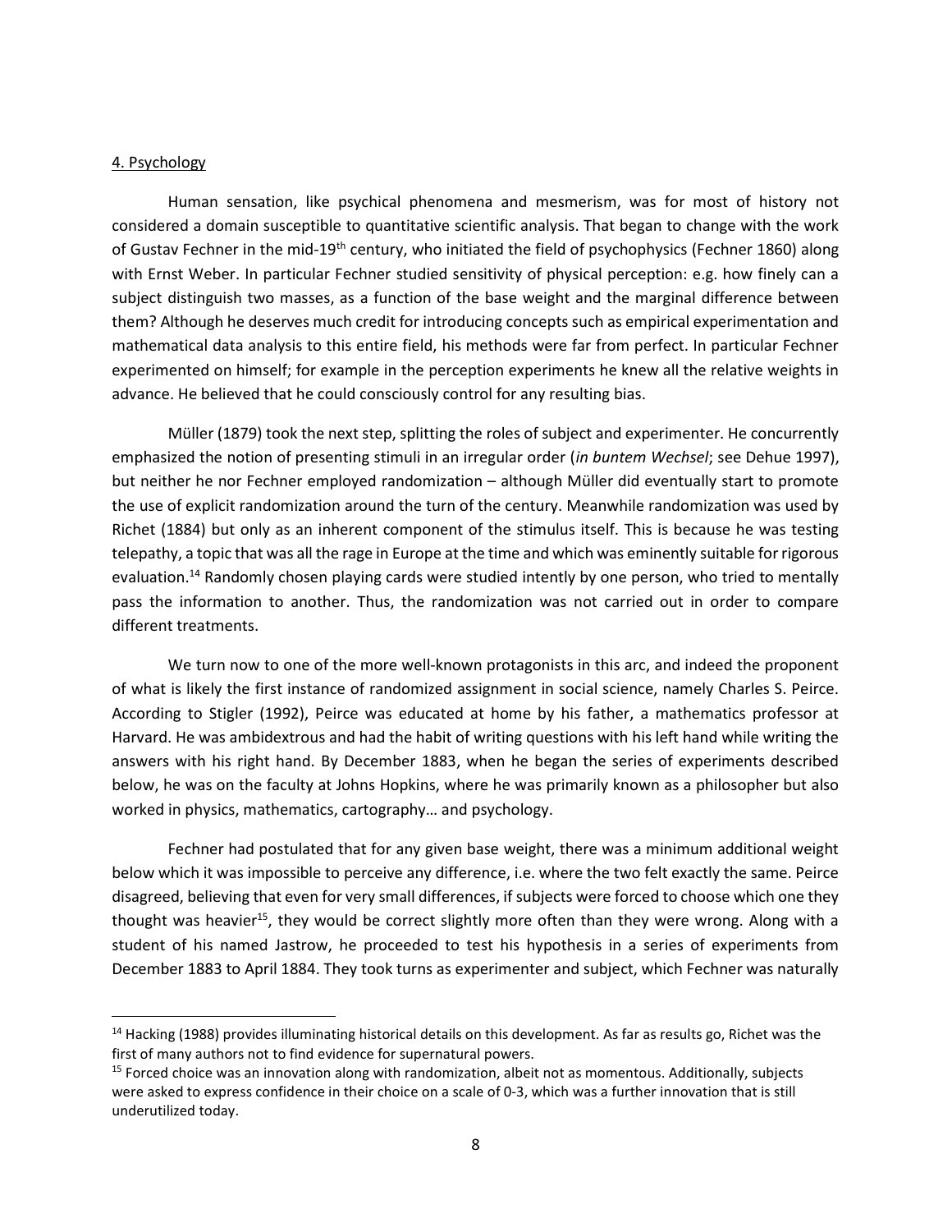## 4. Psychology

Human sensation, like psychical phenomena and mesmerism, was for most of history not considered a domain susceptible to quantitative scientific analysis. That began to change with the work of Gustav Fechner in the mid-19th century, who initiated the field of psychophysics (Fechner 1860) along with Ernst Weber. In particular Fechner studied sensitivity of physical perception: e.g. how finely can a subject distinguish two masses, as a function of the base weight and the marginal difference between them? Although he deserves much credit for introducing concepts such as empirical experimentation and mathematical data analysis to this entire field, his methods were far from perfect. In particular Fechner experimented on himself; for example in the perception experiments he knew all the relative weights in advance. He believed that he could consciously control for any resulting bias.

Müller (1879) took the next step, splitting the roles of subject and experimenter. He concurrently emphasized the notion of presenting stimuli in an irregular order (*in buntem Wechsel*; see Dehue 1997), but neither he nor Fechner employed randomization – although Müller did eventually start to promote the use of explicit randomization around the turn of the century. Meanwhile randomization was used by Richet (1884) but only as an inherent component of the stimulus itself. This is because he was testing telepathy, a topic that was all the rage in Europe at the time and which was eminently suitable for rigorous evaluation.[14] Randomly chosen playing cards were studied intently by one person, who tried to mentally pass the information to another. Thus, the randomization was not carried out in order to compare different treatments.

We turn now to one of the more well-known protagonists in this arc, and indeed the proponent of what is likely the first instance of randomized assignment in social science, namely Charles S. Peirce. According to Stigler (1992), Peirce was educated at home by his father, a mathematics professor at Harvard. He was ambidextrous and had the habit of writing questions with his left hand while writing the answers with his right hand. By December 1883, when he began the series of experiments described below, he was on the faculty at Johns Hopkins, where he was primarily known as a philosopher but also worked in physics, mathematics, cartography… and psychology.

Fechner had postulated that for any given base weight, there was a minimum additional weight below which it was impossible to perceive any difference, i.e. where the two felt exactly the same. Peirce disagreed, believing that even for very small differences, if subjects were forced to choose which one they thought was heavier[15], they would be correct slightly more often than they were wrong. Along with a student of his named Jastrow, he proceeded to test his hypothesis in a series of experiments from December 1883 to April 1884. They took turns as experimenter and subject, which Fechner was naturally

---

[14] Hacking (1988) provides illuminating historical details on this development. As far as results go, Richet was the first of many authors not to find evidence for supernatural powers.

[15] Forced choice was an innovation along with randomization, albeit not as momentous. Additionally, subjects were asked to express confidence in their choice on a scale of 0-3, which was a further innovation that is still underutilized today.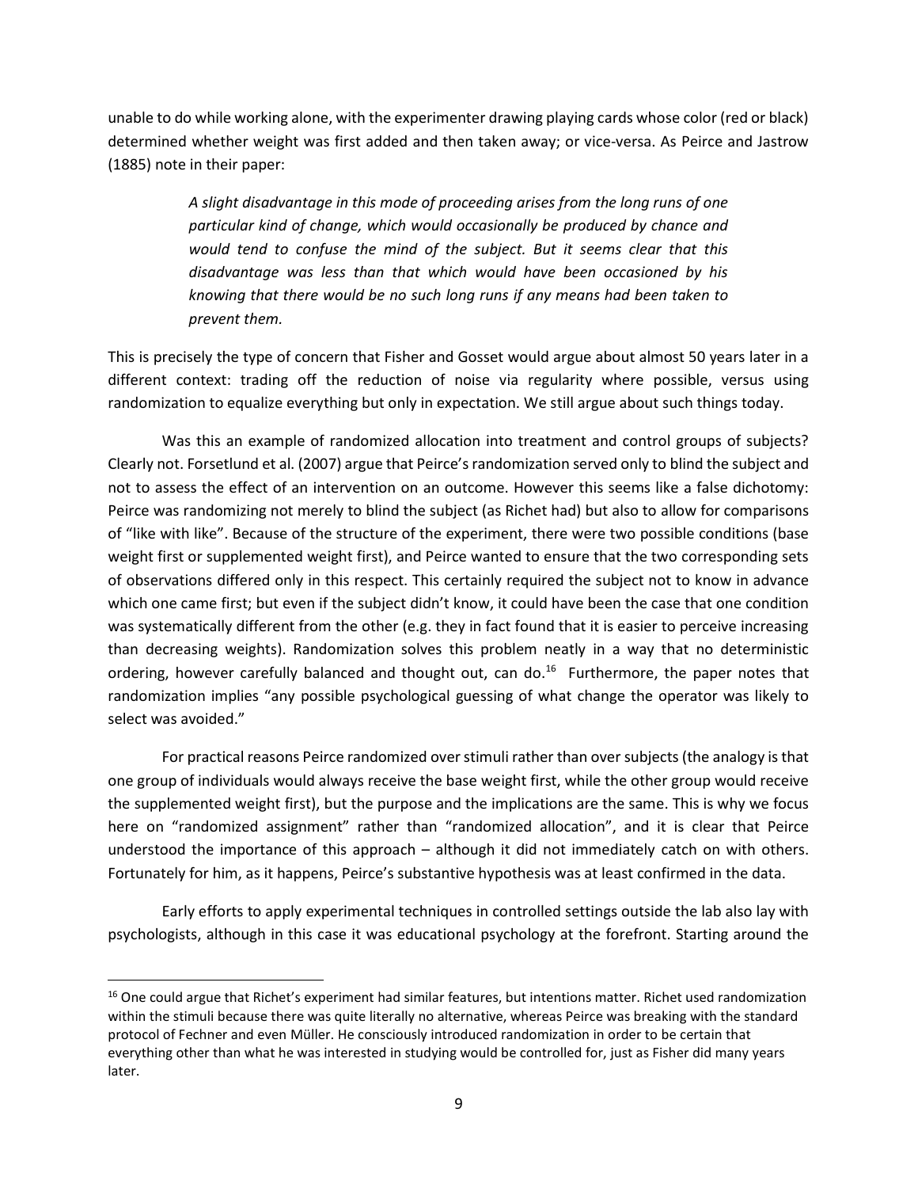unable to do while working alone, with the experimenter drawing playing cards whose color (red or black) determined whether weight was first added and then taken away; or vice-versa. As Peirce and Jastrow (1885) note in their paper:

> *A slight disadvantage in this mode of proceeding arises from the long runs of one particular kind of change, which would occasionally be produced by chance and would tend to confuse the mind of the subject. But it seems clear that this disadvantage was less than that which would have been occasioned by his knowing that there would be no such long runs if any means had been taken to prevent them.*

This is precisely the type of concern that Fisher and Gosset would argue about almost 50 years later in a different context: trading off the reduction of noise via regularity where possible, versus using randomization to equalize everything but only in expectation. We still argue about such things today.

Was this an example of randomized allocation into treatment and control groups of subjects? Clearly not. Forsetlund et al. (2007) argue that Peirce's randomization served only to blind the subject and not to assess the effect of an intervention on an outcome. However this seems like a false dichotomy: Peirce was randomizing not merely to blind the subject (as Richet had) but also to allow for comparisons of "like with like". Because of the structure of the experiment, there were two possible conditions (base weight first or supplemented weight first), and Peirce wanted to ensure that the two corresponding sets of observations differed only in this respect. This certainly required the subject not to know in advance which one came first; but even if the subject didn't know, it could have been the case that one condition was systematically different from the other (e.g. they in fact found that it is easier to perceive increasing than decreasing weights). Randomization solves this problem neatly in a way that no deterministic ordering, however carefully balanced and thought out, can do.[16] Furthermore, the paper notes that randomization implies "any possible psychological guessing of what change the operator was likely to select was avoided."

For practical reasons Peirce randomized over stimuli rather than over subjects (the analogy is that one group of individuals would always receive the base weight first, while the other group would receive the supplemented weight first), but the purpose and the implications are the same. This is why we focus here on "randomized assignment" rather than "randomized allocation", and it is clear that Peirce understood the importance of this approach – although it did not immediately catch on with others. Fortunately for him, as it happens, Peirce's substantive hypothesis was at least confirmed in the data.

Early efforts to apply experimental techniques in controlled settings outside the lab also lay with psychologists, although in this case it was educational psychology at the forefront. Starting around the

---

[16] One could argue that Richet's experiment had similar features, but intentions matter. Richet used randomization within the stimuli because there was quite literally no alternative, whereas Peirce was breaking with the standard protocol of Fechner and even Müller. He consciously introduced randomization in order to be certain that everything other than what he was interested in studying would be controlled for, just as Fisher did many years later.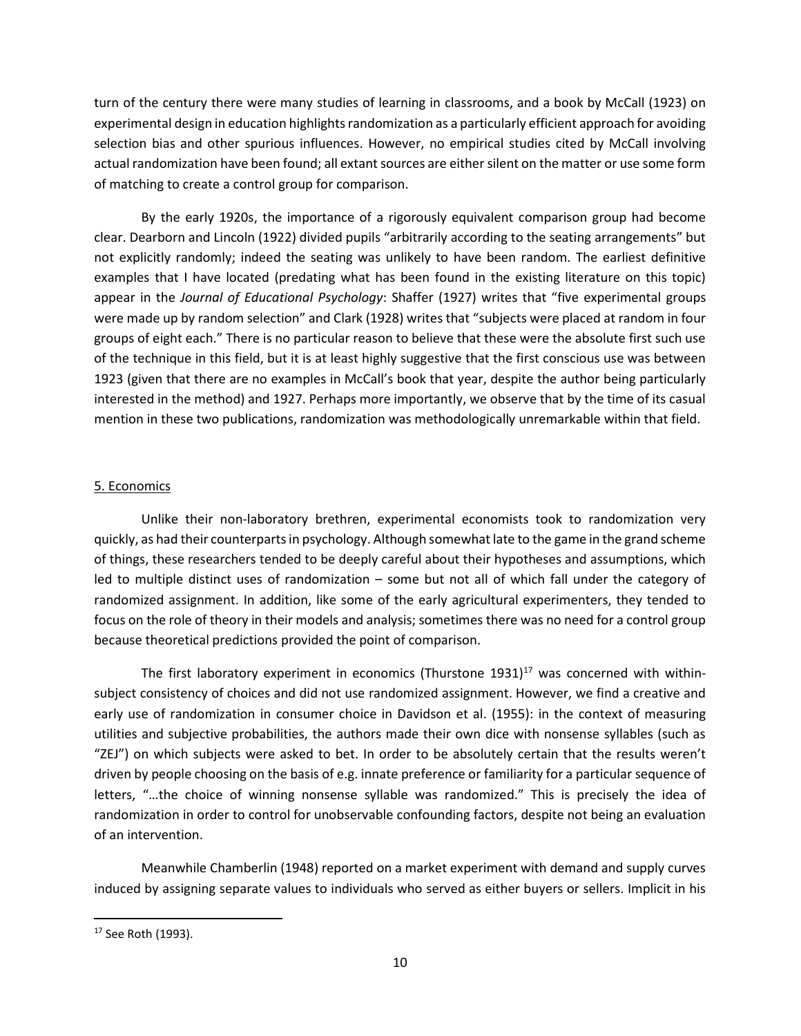turn of the century there were many studies of learning in classrooms, and a book by McCall (1923) on experimental design in education highlights randomization as a particularly efficient approach for avoiding selection bias and other spurious influences. However, no empirical studies cited by McCall involving actual randomization have been found; all extant sources are either silent on the matter or use some form of matching to create a control group for comparison.

By the early 1920s, the importance of a rigorously equivalent comparison group had become clear. Dearborn and Lincoln (1922) divided pupils "arbitrarily according to the seating arrangements" but not explicitly randomly; indeed the seating was unlikely to have been random. The earliest definitive examples that I have located (predating what has been found in the existing literature on this topic) appear in the *Journal of Educational Psychology*: Shaffer (1927) writes that "five experimental groups were made up by random selection" and Clark (1928) writes that "subjects were placed at random in four groups of eight each." There is no particular reason to believe that these were the absolute first such use of the technique in this field, but it is at least highly suggestive that the first conscious use was between 1923 (given that there are no examples in McCall's book that year, despite the author being particularly interested in the method) and 1927. Perhaps more importantly, we observe that by the time of its casual mention in these two publications, randomization was methodologically unremarkable within that field.

## 5. Economics

Unlike their non-laboratory brethren, experimental economists took to randomization very quickly, as had their counterparts in psychology. Although somewhat late to the game in the grand scheme of things, these researchers tended to be deeply careful about their hypotheses and assumptions, which led to multiple distinct uses of randomization – some but not all of which fall under the category of randomized assignment. In addition, like some of the early agricultural experimenters, they tended to focus on the role of theory in their models and analysis; sometimes there was no need for a control group because theoretical predictions provided the point of comparison.

The first laboratory experiment in economics (Thurstone 1931)[17] was concerned with within-subject consistency of choices and did not use randomized assignment. However, we find a creative and early use of randomization in consumer choice in Davidson et al. (1955): in the context of measuring utilities and subjective probabilities, the authors made their own dice with nonsense syllables (such as "ZEJ") on which subjects were asked to bet. In order to be absolutely certain that the results weren't driven by people choosing on the basis of e.g. innate preference or familiarity for a particular sequence of letters, "…the choice of winning nonsense syllable was randomized." This is precisely the idea of randomization in order to control for unobservable confounding factors, despite not being an evaluation of an intervention.

Meanwhile Chamberlin (1948) reported on a market experiment with demand and supply curves induced by assigning separate values to individuals who served as either buyers or sellers. Implicit in his

[17] See Roth (1993).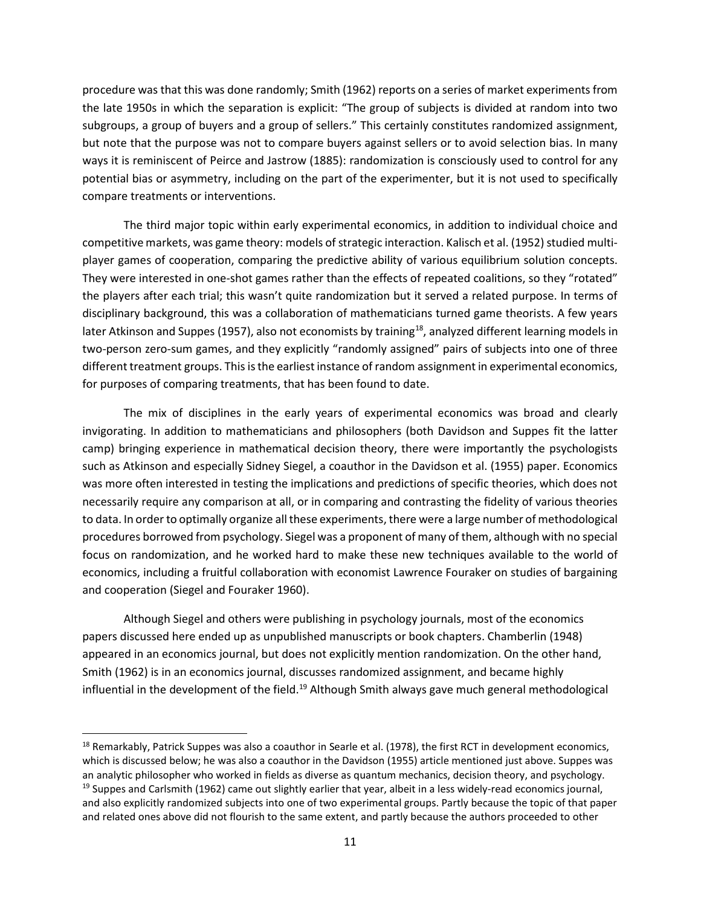procedure was that this was done randomly; Smith (1962) reports on a series of market experiments from the late 1950s in which the separation is explicit: "The group of subjects is divided at random into two subgroups, a group of buyers and a group of sellers." This certainly constitutes randomized assignment, but note that the purpose was not to compare buyers against sellers or to avoid selection bias. In many ways it is reminiscent of Peirce and Jastrow (1885): randomization is consciously used to control for any potential bias or asymmetry, including on the part of the experimenter, but it is not used to specifically compare treatments or interventions.

The third major topic within early experimental economics, in addition to individual choice and competitive markets, was game theory: models of strategic interaction. Kalisch et al. (1952) studied multi-player games of cooperation, comparing the predictive ability of various equilibrium solution concepts. They were interested in one-shot games rather than the effects of repeated coalitions, so they "rotated" the players after each trial; this wasn't quite randomization but it served a related purpose. In terms of disciplinary background, this was a collaboration of mathematicians turned game theorists. A few years later Atkinson and Suppes (1957), also not economists by training[18], analyzed different learning models in two-person zero-sum games, and they explicitly "randomly assigned" pairs of subjects into one of three different treatment groups. This is the earliest instance of random assignment in experimental economics, for purposes of comparing treatments, that has been found to date.

The mix of disciplines in the early years of experimental economics was broad and clearly invigorating. In addition to mathematicians and philosophers (both Davidson and Suppes fit the latter camp) bringing experience in mathematical decision theory, there were importantly the psychologists such as Atkinson and especially Sidney Siegel, a coauthor in the Davidson et al. (1955) paper. Economics was more often interested in testing the implications and predictions of specific theories, which does not necessarily require any comparison at all, or in comparing and contrasting the fidelity of various theories to data. In order to optimally organize all these experiments, there were a large number of methodological procedures borrowed from psychology. Siegel was a proponent of many of them, although with no special focus on randomization, and he worked hard to make these new techniques available to the world of economics, including a fruitful collaboration with economist Lawrence Fouraker on studies of bargaining and cooperation (Siegel and Fouraker 1960).

Although Siegel and others were publishing in psychology journals, most of the economics papers discussed here ended up as unpublished manuscripts or book chapters. Chamberlin (1948) appeared in an economics journal, but does not explicitly mention randomization. On the other hand, Smith (1962) is in an economics journal, discusses randomized assignment, and became highly influential in the development of the field.[19] Although Smith always gave much general methodological

---

[18] Remarkably, Patrick Suppes was also a coauthor in Searle et al. (1978), the first RCT in development economics, which is discussed below; he was also a coauthor in the Davidson (1955) article mentioned just above. Suppes was an analytic philosopher who worked in fields as diverse as quantum mechanics, decision theory, and psychology.

[19] Suppes and Carlsmith (1962) came out slightly earlier that year, albeit in a less widely-read economics journal, and also explicitly randomized subjects into one of two experimental groups. Partly because the topic of that paper and related ones above did not flourish to the same extent, and partly because the authors proceeded to other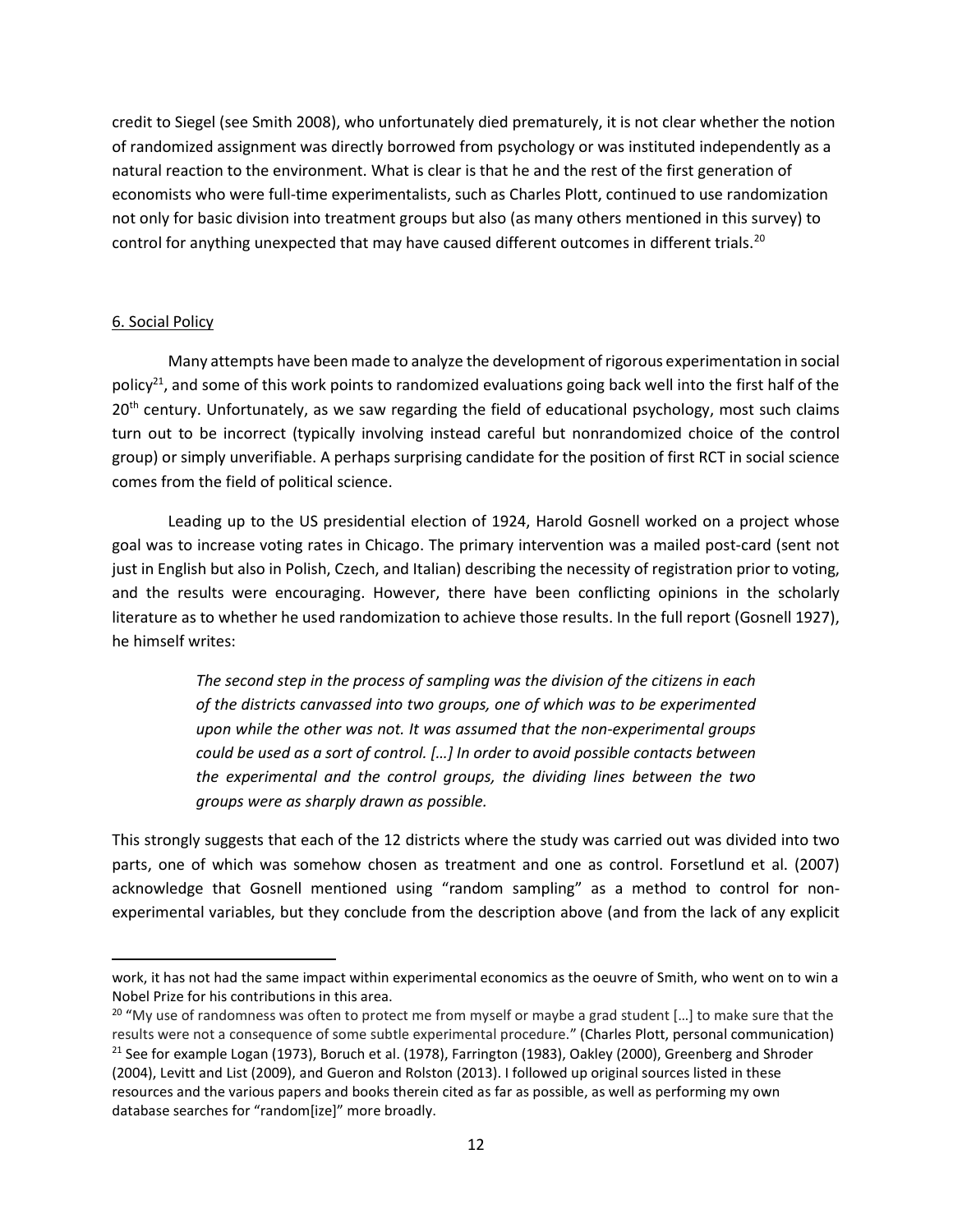credit to Siegel (see Smith 2008), who unfortunately died prematurely, it is not clear whether the notion of randomized assignment was directly borrowed from psychology or was instituted independently as a natural reaction to the environment. What is clear is that he and the rest of the first generation of economists who were full-time experimentalists, such as Charles Plott, continued to use randomization not only for basic division into treatment groups but also (as many others mentioned in this survey) to control for anything unexpected that may have caused different outcomes in different trials.[20]

## 6. Social Policy

Many attempts have been made to analyze the development of rigorous experimentation in social policy[21], and some of this work points to randomized evaluations going back well into the first half of the 20th century. Unfortunately, as we saw regarding the field of educational psychology, most such claims turn out to be incorrect (typically involving instead careful but nonrandomized choice of the control group) or simply unverifiable. A perhaps surprising candidate for the position of first RCT in social science comes from the field of political science.

Leading up to the US presidential election of 1924, Harold Gosnell worked on a project whose goal was to increase voting rates in Chicago. The primary intervention was a mailed post-card (sent not just in English but also in Polish, Czech, and Italian) describing the necessity of registration prior to voting, and the results were encouraging. However, there have been conflicting opinions in the scholarly literature as to whether he used randomization to achieve those results. In the full report (Gosnell 1927), he himself writes:

> *The second step in the process of sampling was the division of the citizens in each of the districts canvassed into two groups, one of which was to be experimented upon while the other was not. It was assumed that the non-experimental groups could be used as a sort of control. […] In order to avoid possible contacts between the experimental and the control groups, the dividing lines between the two groups were as sharply drawn as possible.*

This strongly suggests that each of the 12 districts where the study was carried out was divided into two parts, one of which was somehow chosen as treatment and one as control. Forsetlund et al. (2007) acknowledge that Gosnell mentioned using "random sampling" as a method to control for non-experimental variables, but they conclude from the description above (and from the lack of any explicit

---

work, it has not had the same impact within experimental economics as the oeuvre of Smith, who went on to win a Nobel Prize for his contributions in this area.

[20] "My use of randomness was often to protect me from myself or maybe a grad student […] to make sure that the results were not a consequence of some subtle experimental procedure." (Charles Plott, personal communication)

[21] See for example Logan (1973), Boruch et al. (1978), Farrington (1983), Oakley (2000), Greenberg and Shroder (2004), Levitt and List (2009), and Gueron and Rolston (2013). I followed up original sources listed in these resources and the various papers and books therein cited as far as possible, as well as performing my own database searches for "random[ize]" more broadly.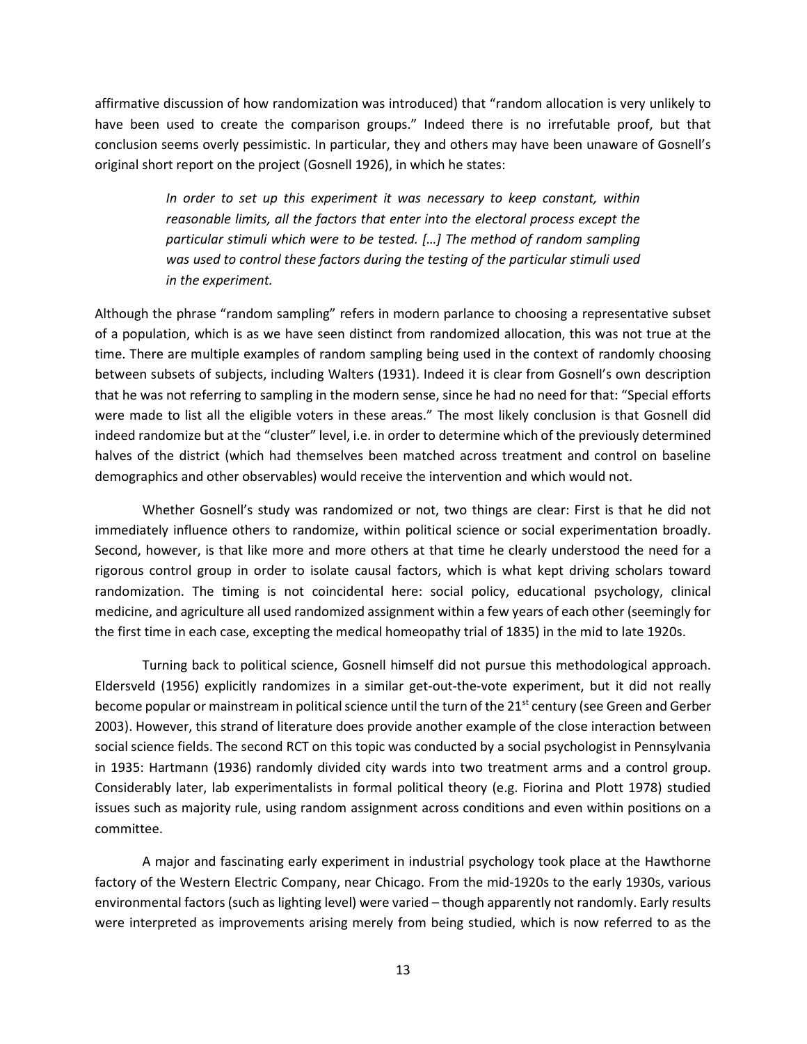affirmative discussion of how randomization was introduced) that "random allocation is very unlikely to have been used to create the comparison groups." Indeed there is no irrefutable proof, but that conclusion seems overly pessimistic. In particular, they and others may have been unaware of Gosnell's original short report on the project (Gosnell 1926), in which he states:

> *In order to set up this experiment it was necessary to keep constant, within reasonable limits, all the factors that enter into the electoral process except the particular stimuli which were to be tested. […] The method of random sampling was used to control these factors during the testing of the particular stimuli used in the experiment.*

Although the phrase "random sampling" refers in modern parlance to choosing a representative subset of a population, which is as we have seen distinct from randomized allocation, this was not true at the time. There are multiple examples of random sampling being used in the context of randomly choosing between subsets of subjects, including Walters (1931). Indeed it is clear from Gosnell's own description that he was not referring to sampling in the modern sense, since he had no need for that: "Special efforts were made to list all the eligible voters in these areas." The most likely conclusion is that Gosnell did indeed randomize but at the "cluster" level, i.e. in order to determine which of the previously determined halves of the district (which had themselves been matched across treatment and control on baseline demographics and other observables) would receive the intervention and which would not.

Whether Gosnell's study was randomized or not, two things are clear: First is that he did not immediately influence others to randomize, within political science or social experimentation broadly. Second, however, is that like more and more others at that time he clearly understood the need for a rigorous control group in order to isolate causal factors, which is what kept driving scholars toward randomization. The timing is not coincidental here: social policy, educational psychology, clinical medicine, and agriculture all used randomized assignment within a few years of each other (seemingly for the first time in each case, excepting the medical homeopathy trial of 1835) in the mid to late 1920s.

Turning back to political science, Gosnell himself did not pursue this methodological approach. Eldersveld (1956) explicitly randomizes in a similar get-out-the-vote experiment, but it did not really become popular or mainstream in political science until the turn of the 21st century (see Green and Gerber 2003). However, this strand of literature does provide another example of the close interaction between social science fields. The second RCT on this topic was conducted by a social psychologist in Pennsylvania in 1935: Hartmann (1936) randomly divided city wards into two treatment arms and a control group. Considerably later, lab experimentalists in formal political theory (e.g. Fiorina and Plott 1978) studied issues such as majority rule, using random assignment across conditions and even within positions on a committee.

A major and fascinating early experiment in industrial psychology took place at the Hawthorne factory of the Western Electric Company, near Chicago. From the mid-1920s to the early 1930s, various environmental factors (such as lighting level) were varied – though apparently not randomly. Early results were interpreted as improvements arising merely from being studied, which is now referred to as the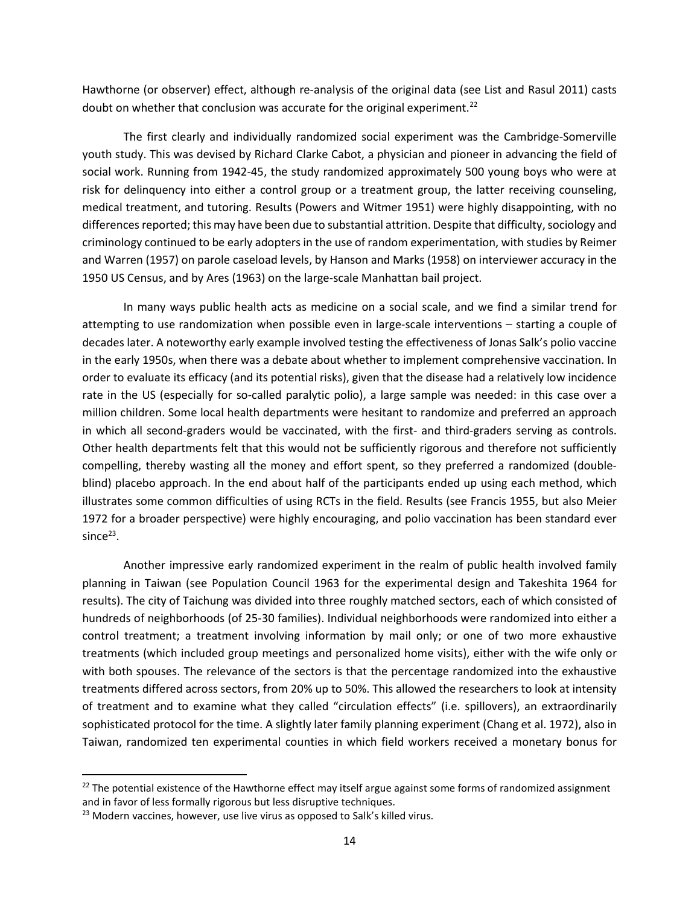Hawthorne (or observer) effect, although re-analysis of the original data (see List and Rasul 2011) casts doubt on whether that conclusion was accurate for the original experiment.[22]

The first clearly and individually randomized social experiment was the Cambridge-Somerville youth study. This was devised by Richard Clarke Cabot, a physician and pioneer in advancing the field of social work. Running from 1942-45, the study randomized approximately 500 young boys who were at risk for delinquency into either a control group or a treatment group, the latter receiving counseling, medical treatment, and tutoring. Results (Powers and Witmer 1951) were highly disappointing, with no differences reported; this may have been due to substantial attrition. Despite that difficulty, sociology and criminology continued to be early adopters in the use of random experimentation, with studies by Reimer and Warren (1957) on parole caseload levels, by Hanson and Marks (1958) on interviewer accuracy in the 1950 US Census, and by Ares (1963) on the large-scale Manhattan bail project.

In many ways public health acts as medicine on a social scale, and we find a similar trend for attempting to use randomization when possible even in large-scale interventions – starting a couple of decades later. A noteworthy early example involved testing the effectiveness of Jonas Salk's polio vaccine in the early 1950s, when there was a debate about whether to implement comprehensive vaccination. In order to evaluate its efficacy (and its potential risks), given that the disease had a relatively low incidence rate in the US (especially for so-called paralytic polio), a large sample was needed: in this case over a million children. Some local health departments were hesitant to randomize and preferred an approach in which all second-graders would be vaccinated, with the first- and third-graders serving as controls. Other health departments felt that this would not be sufficiently rigorous and therefore not sufficiently compelling, thereby wasting all the money and effort spent, so they preferred a randomized (double-blind) placebo approach. In the end about half of the participants ended up using each method, which illustrates some common difficulties of using RCTs in the field. Results (see Francis 1955, but also Meier 1972 for a broader perspective) were highly encouraging, and polio vaccination has been standard ever since[23].

Another impressive early randomized experiment in the realm of public health involved family planning in Taiwan (see Population Council 1963 for the experimental design and Takeshita 1964 for results). The city of Taichung was divided into three roughly matched sectors, each of which consisted of hundreds of neighborhoods (of 25-30 families). Individual neighborhoods were randomized into either a control treatment; a treatment involving information by mail only; or one of two more exhaustive treatments (which included group meetings and personalized home visits), either with the wife only or with both spouses. The relevance of the sectors is that the percentage randomized into the exhaustive treatments differed across sectors, from 20% up to 50%. This allowed the researchers to look at intensity of treatment and to examine what they called "circulation effects" (i.e. spillovers), an extraordinarily sophisticated protocol for the time. A slightly later family planning experiment (Chang et al. 1972), also in Taiwan, randomized ten experimental counties in which field workers received a monetary bonus for

---

[22] The potential existence of the Hawthorne effect may itself argue against some forms of randomized assignment and in favor of less formally rigorous but less disruptive techniques.

[23] Modern vaccines, however, use live virus as opposed to Salk's killed virus.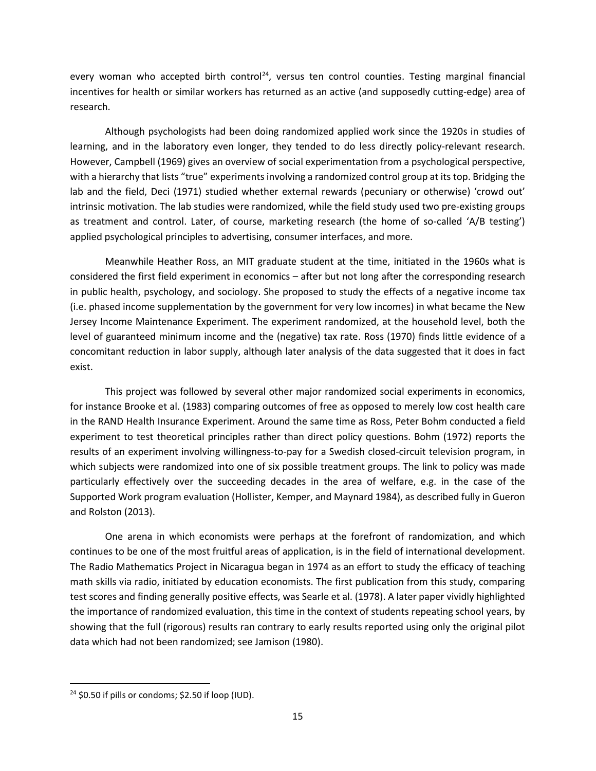every woman who accepted birth control[24], versus ten control counties. Testing marginal financial incentives for health or similar workers has returned as an active (and supposedly cutting-edge) area of research.

Although psychologists had been doing randomized applied work since the 1920s in studies of learning, and in the laboratory even longer, they tended to do less directly policy-relevant research. However, Campbell (1969) gives an overview of social experimentation from a psychological perspective, with a hierarchy that lists "true" experiments involving a randomized control group at its top. Bridging the lab and the field, Deci (1971) studied whether external rewards (pecuniary or otherwise) 'crowd out' intrinsic motivation. The lab studies were randomized, while the field study used two pre-existing groups as treatment and control. Later, of course, marketing research (the home of so-called 'A/B testing') applied psychological principles to advertising, consumer interfaces, and more.

Meanwhile Heather Ross, an MIT graduate student at the time, initiated in the 1960s what is considered the first field experiment in economics – after but not long after the corresponding research in public health, psychology, and sociology. She proposed to study the effects of a negative income tax (i.e. phased income supplementation by the government for very low incomes) in what became the New Jersey Income Maintenance Experiment. The experiment randomized, at the household level, both the level of guaranteed minimum income and the (negative) tax rate. Ross (1970) finds little evidence of a concomitant reduction in labor supply, although later analysis of the data suggested that it does in fact exist.

This project was followed by several other major randomized social experiments in economics, for instance Brooke et al. (1983) comparing outcomes of free as opposed to merely low cost health care in the RAND Health Insurance Experiment. Around the same time as Ross, Peter Bohm conducted a field experiment to test theoretical principles rather than direct policy questions. Bohm (1972) reports the results of an experiment involving willingness-to-pay for a Swedish closed-circuit television program, in which subjects were randomized into one of six possible treatment groups. The link to policy was made particularly effectively over the succeeding decades in the area of welfare, e.g. in the case of the Supported Work program evaluation (Hollister, Kemper, and Maynard 1984), as described fully in Gueron and Rolston (2013).

One arena in which economists were perhaps at the forefront of randomization, and which continues to be one of the most fruitful areas of application, is in the field of international development. The Radio Mathematics Project in Nicaragua began in 1974 as an effort to study the efficacy of teaching math skills via radio, initiated by education economists. The first publication from this study, comparing test scores and finding generally positive effects, was Searle et al. (1978). A later paper vividly highlighted the importance of randomized evaluation, this time in the context of students repeating school years, by showing that the full (rigorous) results ran contrary to early results reported using only the original pilot data which had not been randomized; see Jamison (1980).

[24] \$0.50 if pills or condoms; \$2.50 if loop (IUD).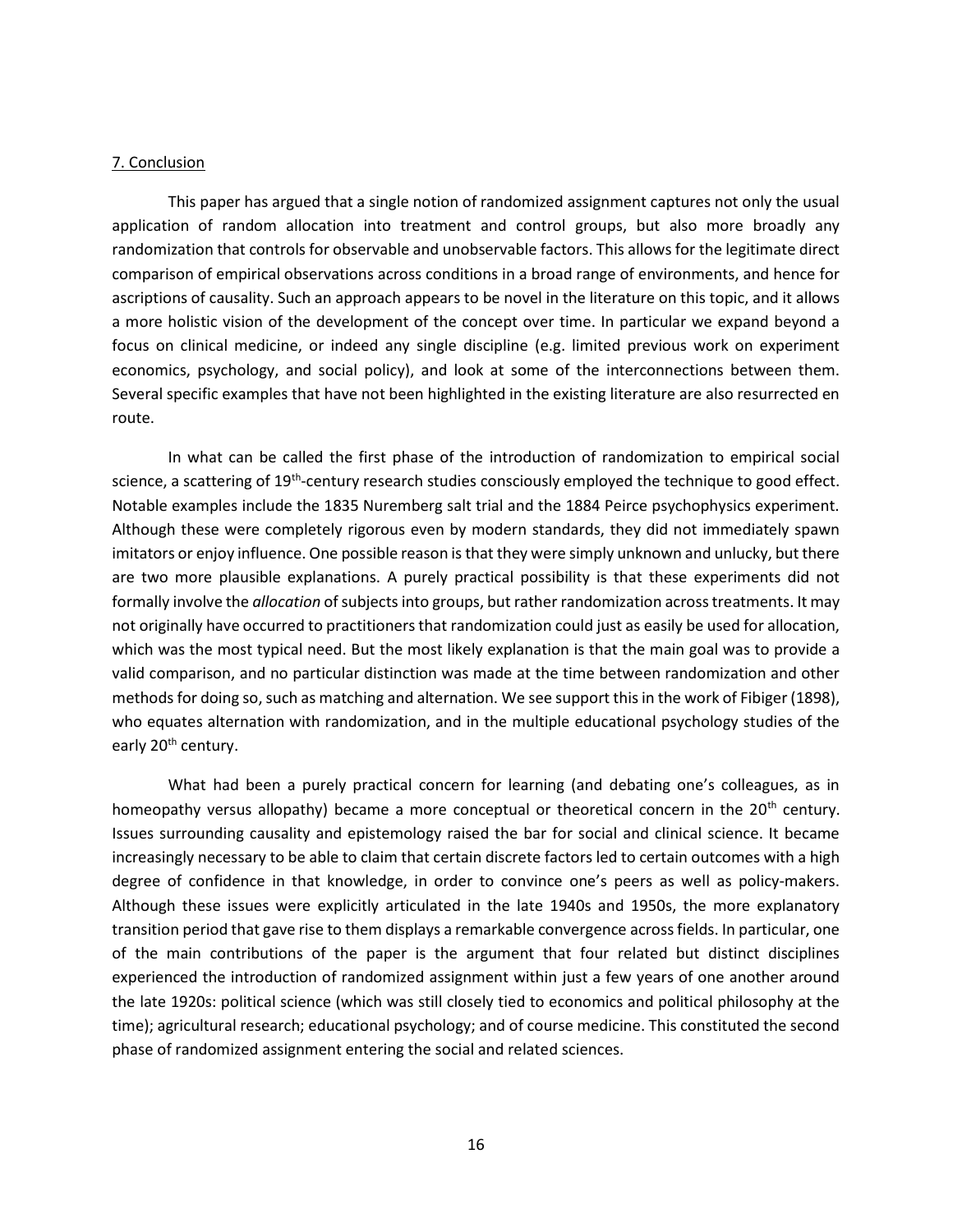## 7. Conclusion

This paper has argued that a single notion of randomized assignment captures not only the usual application of random allocation into treatment and control groups, but also more broadly any randomization that controls for observable and unobservable factors. This allows for the legitimate direct comparison of empirical observations across conditions in a broad range of environments, and hence for ascriptions of causality. Such an approach appears to be novel in the literature on this topic, and it allows a more holistic vision of the development of the concept over time. In particular we expand beyond a focus on clinical medicine, or indeed any single discipline (e.g. limited previous work on experiment economics, psychology, and social policy), and look at some of the interconnections between them. Several specific examples that have not been highlighted in the existing literature are also resurrected en route.

In what can be called the first phase of the introduction of randomization to empirical social science, a scattering of 19th-century research studies consciously employed the technique to good effect. Notable examples include the 1835 Nuremberg salt trial and the 1884 Peirce psychophysics experiment. Although these were completely rigorous even by modern standards, they did not immediately spawn imitators or enjoy influence. One possible reason is that they were simply unknown and unlucky, but there are two more plausible explanations. A purely practical possibility is that these experiments did not formally involve the *allocation* of subjects into groups, but rather randomization across treatments. It may not originally have occurred to practitioners that randomization could just as easily be used for allocation, which was the most typical need. But the most likely explanation is that the main goal was to provide a valid comparison, and no particular distinction was made at the time between randomization and other methods for doing so, such as matching and alternation. We see support this in the work of Fibiger (1898), who equates alternation with randomization, and in the multiple educational psychology studies of the early 20th century.

What had been a purely practical concern for learning (and debating one's colleagues, as in homeopathy versus allopathy) became a more conceptual or theoretical concern in the 20th century. Issues surrounding causality and epistemology raised the bar for social and clinical science. It became increasingly necessary to be able to claim that certain discrete factors led to certain outcomes with a high degree of confidence in that knowledge, in order to convince one's peers as well as policy-makers. Although these issues were explicitly articulated in the late 1940s and 1950s, the more explanatory transition period that gave rise to them displays a remarkable convergence across fields. In particular, one of the main contributions of the paper is the argument that four related but distinct disciplines experienced the introduction of randomized assignment within just a few years of one another around the late 1920s: political science (which was still closely tied to economics and political philosophy at the time); agricultural research; educational psychology; and of course medicine. This constituted the second phase of randomized assignment entering the social and related sciences.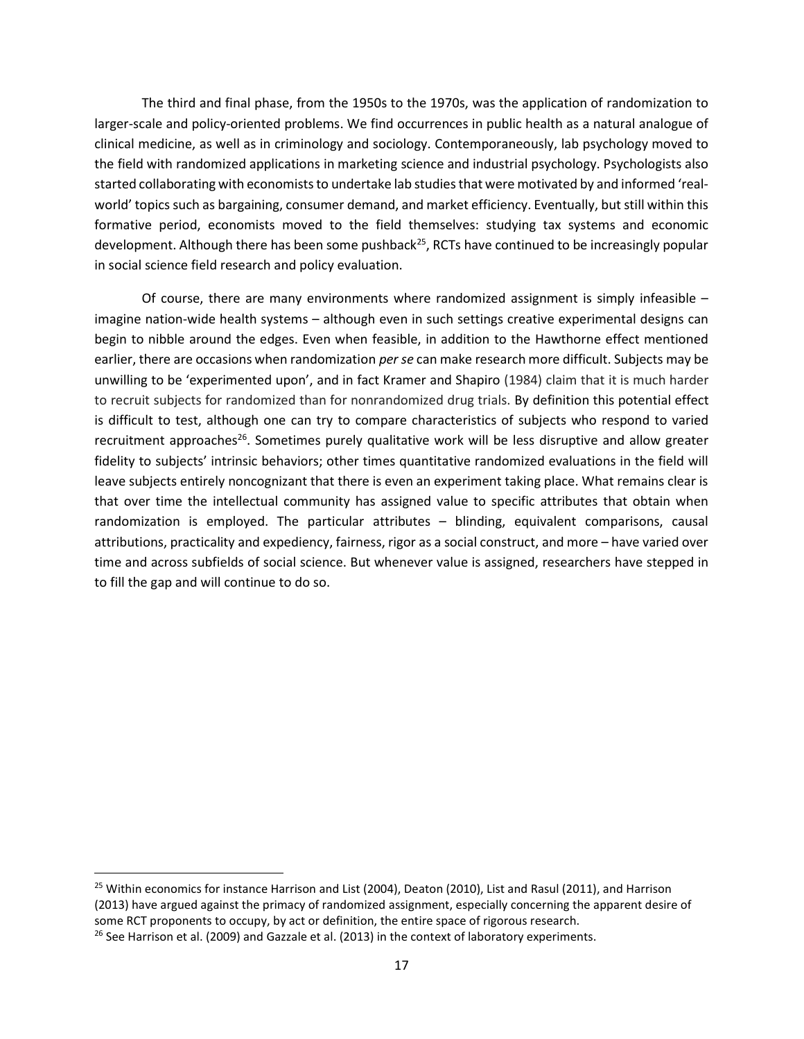The third and final phase, from the 1950s to the 1970s, was the application of randomization to larger-scale and policy-oriented problems. We find occurrences in public health as a natural analogue of clinical medicine, as well as in criminology and sociology. Contemporaneously, lab psychology moved to the field with randomized applications in marketing science and industrial psychology. Psychologists also started collaborating with economists to undertake lab studies that were motivated by and informed 'real-world' topics such as bargaining, consumer demand, and market efficiency. Eventually, but still within this formative period, economists moved to the field themselves: studying tax systems and economic development. Although there has been some pushback[25], RCTs have continued to be increasingly popular in social science field research and policy evaluation.

Of course, there are many environments where randomized assignment is simply infeasible – imagine nation-wide health systems – although even in such settings creative experimental designs can begin to nibble around the edges. Even when feasible, in addition to the Hawthorne effect mentioned earlier, there are occasions when randomization *per se* can make research more difficult. Subjects may be unwilling to be 'experimented upon', and in fact Kramer and Shapiro (1984) claim that it is much harder to recruit subjects for randomized than for nonrandomized drug trials. By definition this potential effect is difficult to test, although one can try to compare characteristics of subjects who respond to varied recruitment approaches[26]. Sometimes purely qualitative work will be less disruptive and allow greater fidelity to subjects' intrinsic behaviors; other times quantitative randomized evaluations in the field will leave subjects entirely noncognizant that there is even an experiment taking place. What remains clear is that over time the intellectual community has assigned value to specific attributes that obtain when randomization is employed. The particular attributes – blinding, equivalent comparisons, causal attributions, practicality and expediency, fairness, rigor as a social construct, and more – have varied over time and across subfields of social science. But whenever value is assigned, researchers have stepped in to fill the gap and will continue to do so.

---

[25] Within economics for instance Harrison and List (2004), Deaton (2010), List and Rasul (2011), and Harrison (2013) have argued against the primacy of randomized assignment, especially concerning the apparent desire of some RCT proponents to occupy, by act or definition, the entire space of rigorous research.

[26] See Harrison et al. (2009) and Gazzale et al. (2013) in the context of laboratory experiments.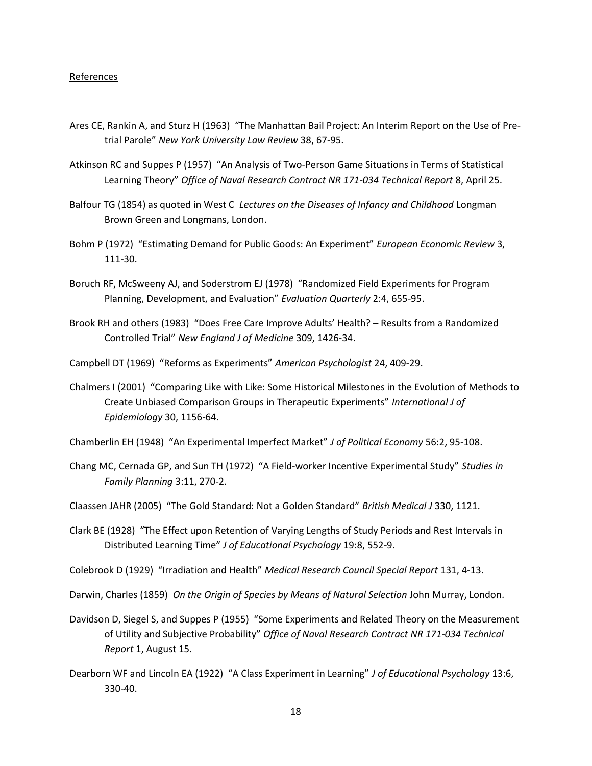References

Ares CE, Rankin A, and Sturz H (1963) "The Manhattan Bail Project: An Interim Report on the Use of Pre-trial Parole" *New York University Law Review* 38, 67-95.

Atkinson RC and Suppes P (1957) "An Analysis of Two-Person Game Situations in Terms of Statistical Learning Theory" *Office of Naval Research Contract NR 171-034 Technical Report* 8, April 25.

Balfour TG (1854) as quoted in West C *Lectures on the Diseases of Infancy and Childhood* Longman Brown Green and Longmans, London.

Bohm P (1972) "Estimating Demand for Public Goods: An Experiment" *European Economic Review* 3, 111-30.

Boruch RF, McSweeny AJ, and Soderstrom EJ (1978) "Randomized Field Experiments for Program Planning, Development, and Evaluation" *Evaluation Quarterly* 2:4, 655-95.

Brook RH and others (1983) "Does Free Care Improve Adults' Health? – Results from a Randomized Controlled Trial" *New England J of Medicine* 309, 1426-34.

Campbell DT (1969) "Reforms as Experiments" *American Psychologist* 24, 409-29.

Chalmers I (2001) "Comparing Like with Like: Some Historical Milestones in the Evolution of Methods to Create Unbiased Comparison Groups in Therapeutic Experiments" *International J of Epidemiology* 30, 1156-64.

Chamberlin EH (1948) "An Experimental Imperfect Market" *J of Political Economy* 56:2, 95-108.

Chang MC, Cernada GP, and Sun TH (1972) "A Field-worker Incentive Experimental Study" *Studies in Family Planning* 3:11, 270-2.

Claassen JAHR (2005) "The Gold Standard: Not a Golden Standard" *British Medical J* 330, 1121.

Clark BE (1928) "The Effect upon Retention of Varying Lengths of Study Periods and Rest Intervals in Distributed Learning Time" *J of Educational Psychology* 19:8, 552-9.

Colebrook D (1929) "Irradiation and Health" *Medical Research Council Special Report* 131, 4-13.

Darwin, Charles (1859) *On the Origin of Species by Means of Natural Selection* John Murray, London.

Davidson D, Siegel S, and Suppes P (1955) "Some Experiments and Related Theory on the Measurement of Utility and Subjective Probability" *Office of Naval Research Contract NR 171-034 Technical Report* 1, August 15.

Dearborn WF and Lincoln EA (1922) "A Class Experiment in Learning" *J of Educational Psychology* 13:6, 330-40.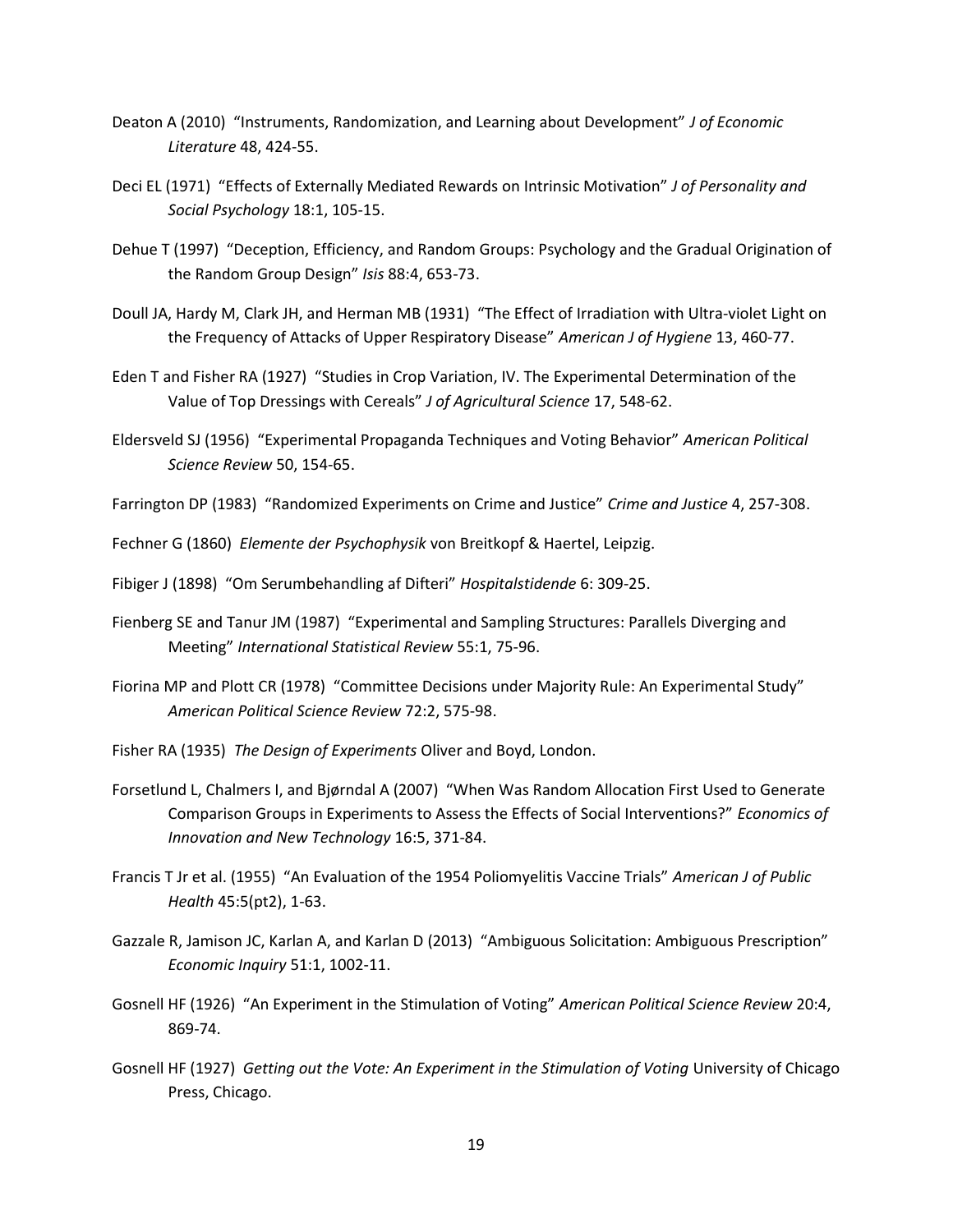Deaton A (2010) "Instruments, Randomization, and Learning about Development" *J of Economic Literature* 48, 424-55.

Deci EL (1971) "Effects of Externally Mediated Rewards on Intrinsic Motivation" *J of Personality and Social Psychology* 18:1, 105-15.

Dehue T (1997) "Deception, Efficiency, and Random Groups: Psychology and the Gradual Origination of the Random Group Design" *Isis* 88:4, 653-73.

Doull JA, Hardy M, Clark JH, and Herman MB (1931) "The Effect of Irradiation with Ultra-violet Light on the Frequency of Attacks of Upper Respiratory Disease" *American J of Hygiene* 13, 460-77.

Eden T and Fisher RA (1927) "Studies in Crop Variation, IV. The Experimental Determination of the Value of Top Dressings with Cereals" *J of Agricultural Science* 17, 548-62.

Eldersveld SJ (1956) "Experimental Propaganda Techniques and Voting Behavior" *American Political Science Review* 50, 154-65.

Farrington DP (1983) "Randomized Experiments on Crime and Justice" *Crime and Justice* 4, 257-308.

Fechner G (1860) *Elemente der Psychophysik* von Breitkopf & Haertel, Leipzig.

Fibiger J (1898) "Om Serumbehandling af Difteri" *Hospitalstidende* 6: 309-25.

Fienberg SE and Tanur JM (1987) "Experimental and Sampling Structures: Parallels Diverging and Meeting" *International Statistical Review* 55:1, 75-96.

Fiorina MP and Plott CR (1978) "Committee Decisions under Majority Rule: An Experimental Study" *American Political Science Review* 72:2, 575-98.

Fisher RA (1935) *The Design of Experiments* Oliver and Boyd, London.

Forsetlund L, Chalmers I, and Bjørndal A (2007) "When Was Random Allocation First Used to Generate Comparison Groups in Experiments to Assess the Effects of Social Interventions?" *Economics of Innovation and New Technology* 16:5, 371-84.

Francis T Jr et al. (1955) "An Evaluation of the 1954 Poliomyelitis Vaccine Trials" *American J of Public Health* 45:5(pt2), 1-63.

Gazzale R, Jamison JC, Karlan A, and Karlan D (2013) "Ambiguous Solicitation: Ambiguous Prescription" *Economic Inquiry* 51:1, 1002-11.

Gosnell HF (1926) "An Experiment in the Stimulation of Voting" *American Political Science Review* 20:4, 869-74.

Gosnell HF (1927) *Getting out the Vote: An Experiment in the Stimulation of Voting* University of Chicago Press, Chicago.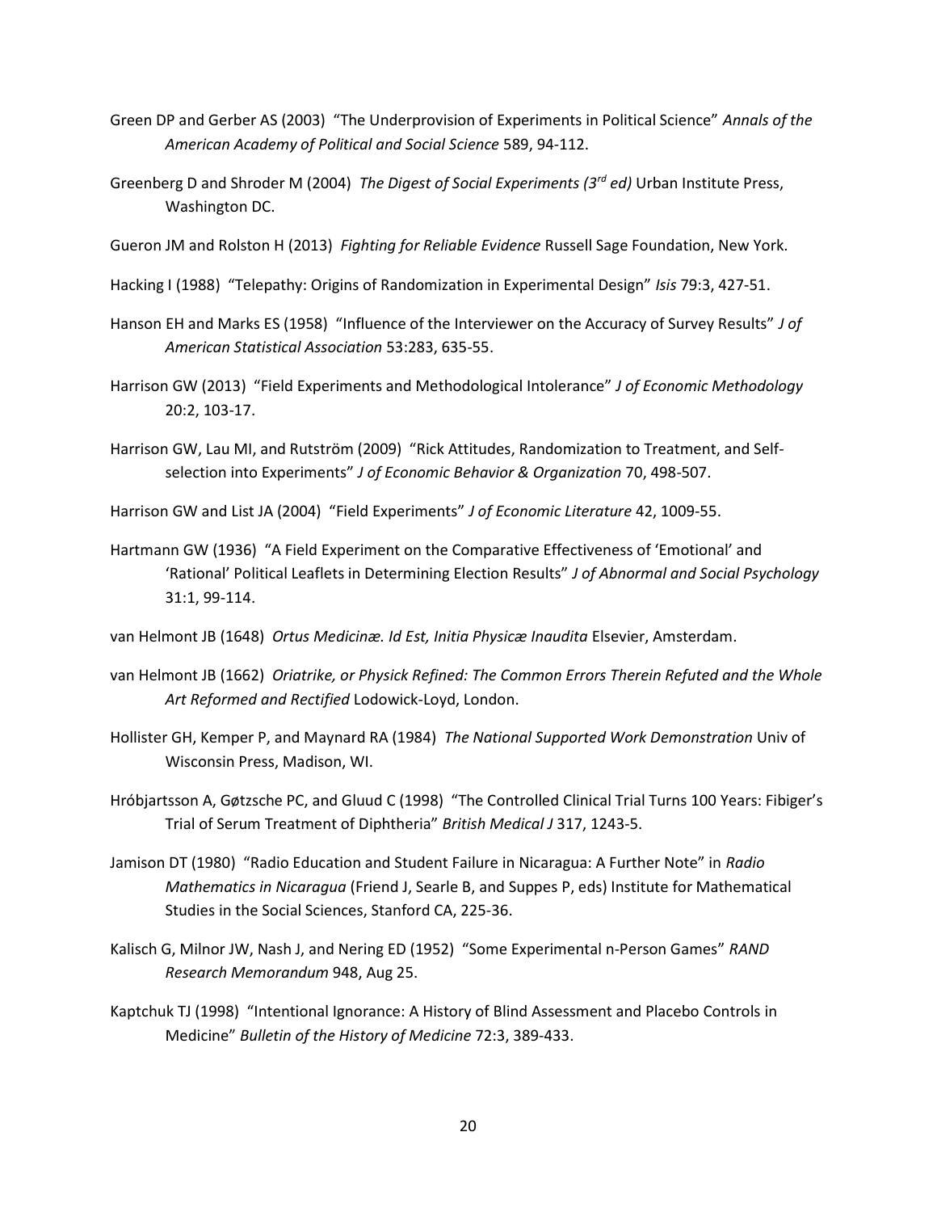Green DP and Gerber AS (2003) "The Underprovision of Experiments in Political Science" *Annals of the American Academy of Political and Social Science* 589, 94-112.

Greenberg D and Shroder M (2004) *The Digest of Social Experiments (3rd ed)* Urban Institute Press, Washington DC.

Gueron JM and Rolston H (2013) *Fighting for Reliable Evidence* Russell Sage Foundation, New York.

Hacking I (1988) "Telepathy: Origins of Randomization in Experimental Design" *Isis* 79:3, 427-51.

Hanson EH and Marks ES (1958) "Influence of the Interviewer on the Accuracy of Survey Results" *J of American Statistical Association* 53:283, 635-55.

Harrison GW (2013) "Field Experiments and Methodological Intolerance" *J of Economic Methodology* 20:2, 103-17.

Harrison GW, Lau MI, and Rutström (2009) "Rick Attitudes, Randomization to Treatment, and Self-selection into Experiments" *J of Economic Behavior & Organization* 70, 498-507.

Harrison GW and List JA (2004) "Field Experiments" *J of Economic Literature* 42, 1009-55.

Hartmann GW (1936) "A Field Experiment on the Comparative Effectiveness of 'Emotional' and 'Rational' Political Leaflets in Determining Election Results" *J of Abnormal and Social Psychology* 31:1, 99-114.

van Helmont JB (1648) *Ortus Medicinæ. Id Est, Initia Physicæ Inaudita* Elsevier, Amsterdam.

van Helmont JB (1662) *Oriatrike, or Physick Refined: The Common Errors Therein Refuted and the Whole Art Reformed and Rectified* Lodowick-Loyd, London.

Hollister GH, Kemper P, and Maynard RA (1984) *The National Supported Work Demonstration* Univ of Wisconsin Press, Madison, WI.

Hróbjartsson A, Gøtzsche PC, and Gluud C (1998) "The Controlled Clinical Trial Turns 100 Years: Fibiger's Trial of Serum Treatment of Diphtheria" *British Medical J* 317, 1243-5.

Jamison DT (1980) "Radio Education and Student Failure in Nicaragua: A Further Note" in *Radio Mathematics in Nicaragua* (Friend J, Searle B, and Suppes P, eds) Institute for Mathematical Studies in the Social Sciences, Stanford CA, 225-36.

Kalisch G, Milnor JW, Nash J, and Nering ED (1952) "Some Experimental n-Person Games" *RAND Research Memorandum* 948, Aug 25.

Kaptchuk TJ (1998) "Intentional Ignorance: A History of Blind Assessment and Placebo Controls in Medicine" *Bulletin of the History of Medicine* 72:3, 389-433.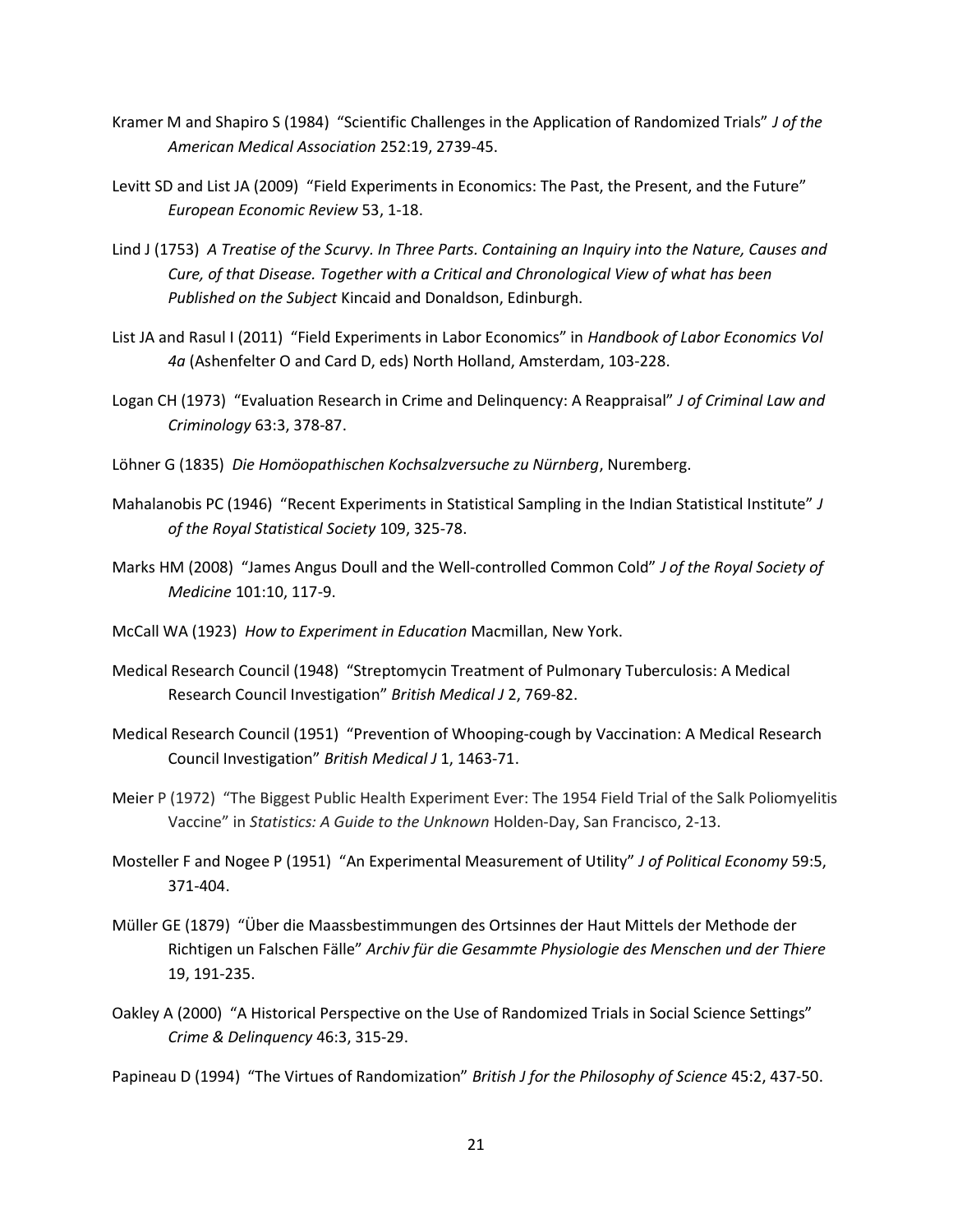Kramer M and Shapiro S (1984) "Scientific Challenges in the Application of Randomized Trials" *J of the American Medical Association* 252:19, 2739-45.

Levitt SD and List JA (2009) "Field Experiments in Economics: The Past, the Present, and the Future" *European Economic Review* 53, 1-18.

Lind J (1753) *A Treatise of the Scurvy. In Three Parts. Containing an Inquiry into the Nature, Causes and Cure, of that Disease. Together with a Critical and Chronological View of what has been Published on the Subject* Kincaid and Donaldson, Edinburgh.

List JA and Rasul I (2011) "Field Experiments in Labor Economics" in *Handbook of Labor Economics Vol 4a* (Ashenfelter O and Card D, eds) North Holland, Amsterdam, 103-228.

Logan CH (1973) "Evaluation Research in Crime and Delinquency: A Reappraisal" *J of Criminal Law and Criminology* 63:3, 378-87.

Löhner G (1835) *Die Homöopathischen Kochsalzversuche zu Nürnberg*, Nuremberg.

Mahalanobis PC (1946) "Recent Experiments in Statistical Sampling in the Indian Statistical Institute" *J of the Royal Statistical Society* 109, 325-78.

Marks HM (2008) "James Angus Doull and the Well-controlled Common Cold" *J of the Royal Society of Medicine* 101:10, 117-9.

McCall WA (1923) *How to Experiment in Education* Macmillan, New York.

Medical Research Council (1948) "Streptomycin Treatment of Pulmonary Tuberculosis: A Medical Research Council Investigation" *British Medical J* 2, 769-82.

Medical Research Council (1951) "Prevention of Whooping-cough by Vaccination: A Medical Research Council Investigation" *British Medical J* 1, 1463-71.

Meier P (1972) "The Biggest Public Health Experiment Ever: The 1954 Field Trial of the Salk Poliomyelitis Vaccine" in *Statistics: A Guide to the Unknown* Holden-Day, San Francisco, 2-13.

Mosteller F and Nogee P (1951) "An Experimental Measurement of Utility" *J of Political Economy* 59:5, 371-404.

Müller GE (1879) "Über die Maassbestimmungen des Ortsinnes der Haut Mittels der Methode der Richtigen un Falschen Fälle" *Archiv für die Gesammte Physiologie des Menschen und der Thiere* 19, 191-235.

Oakley A (2000) "A Historical Perspective on the Use of Randomized Trials in Social Science Settings" *Crime & Delinquency* 46:3, 315-29.

Papineau D (1994) "The Virtues of Randomization" *British J for the Philosophy of Science* 45:2, 437-50.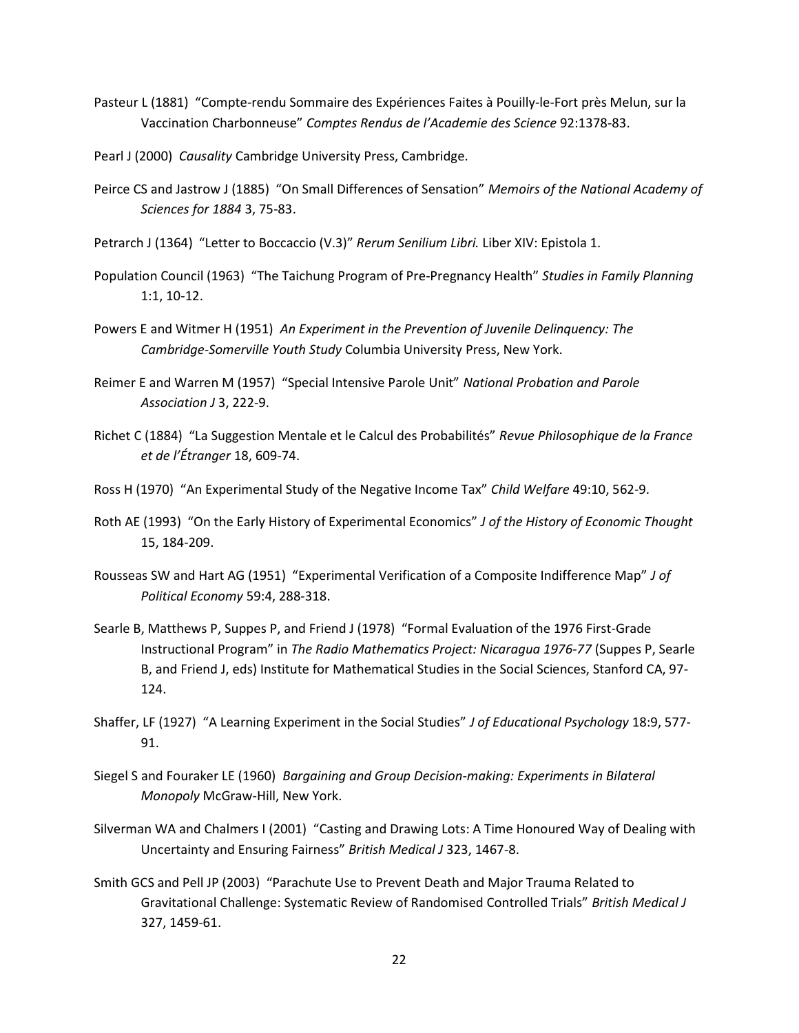Pasteur L (1881) "Compte-rendu Sommaire des Expériences Faites à Pouilly-le-Fort près Melun, sur la Vaccination Charbonneuse" *Comptes Rendus de l'Academie des Science* 92:1378-83.

Pearl J (2000) *Causality* Cambridge University Press, Cambridge.

Peirce CS and Jastrow J (1885) "On Small Differences of Sensation" *Memoirs of the National Academy of Sciences for 1884* 3, 75-83.

Petrarch J (1364) "Letter to Boccaccio (V.3)" *Rerum Senilium Libri.* Liber XIV: Epistola 1.

Population Council (1963) "The Taichung Program of Pre-Pregnancy Health" *Studies in Family Planning* 1:1, 10-12.

Powers E and Witmer H (1951) *An Experiment in the Prevention of Juvenile Delinquency: The Cambridge-Somerville Youth Study* Columbia University Press, New York.

Reimer E and Warren M (1957) "Special Intensive Parole Unit" *National Probation and Parole Association J* 3, 222-9.

Richet C (1884) "La Suggestion Mentale et le Calcul des Probabilités" *Revue Philosophique de la France et de l'Étranger* 18, 609-74.

Ross H (1970) "An Experimental Study of the Negative Income Tax" *Child Welfare* 49:10, 562-9.

Roth AE (1993) "On the Early History of Experimental Economics" *J of the History of Economic Thought* 15, 184-209.

Rousseas SW and Hart AG (1951) "Experimental Verification of a Composite Indifference Map" *J of Political Economy* 59:4, 288-318.

Searle B, Matthews P, Suppes P, and Friend J (1978) "Formal Evaluation of the 1976 First-Grade Instructional Program" in *The Radio Mathematics Project: Nicaragua 1976-77* (Suppes P, Searle B, and Friend J, eds) Institute for Mathematical Studies in the Social Sciences, Stanford CA, 97-124.

Shaffer, LF (1927) "A Learning Experiment in the Social Studies" *J of Educational Psychology* 18:9, 577-91.

Siegel S and Fouraker LE (1960) *Bargaining and Group Decision-making: Experiments in Bilateral Monopoly* McGraw-Hill, New York.

Silverman WA and Chalmers I (2001) "Casting and Drawing Lots: A Time Honoured Way of Dealing with Uncertainty and Ensuring Fairness" *British Medical J* 323, 1467-8.

Smith GCS and Pell JP (2003) "Parachute Use to Prevent Death and Major Trauma Related to Gravitational Challenge: Systematic Review of Randomised Controlled Trials" *British Medical J* 327, 1459-61.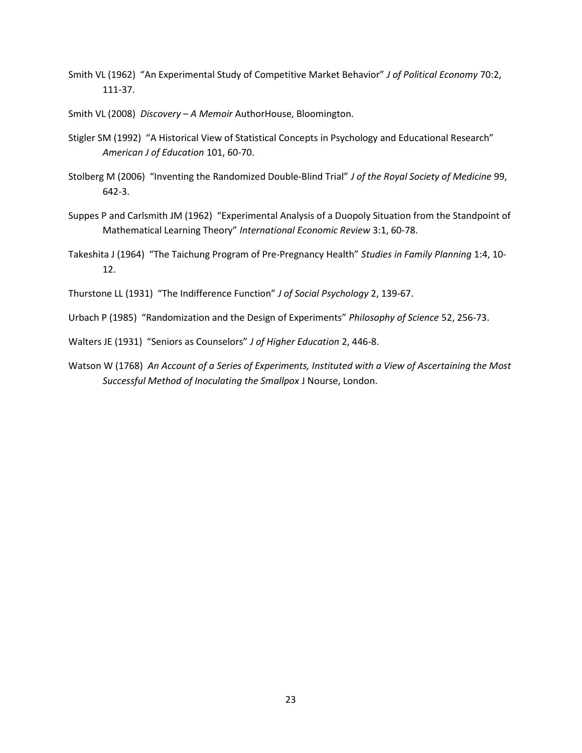Smith VL (1962) "An Experimental Study of Competitive Market Behavior" *J of Political Economy* 70:2, 111-37.

Smith VL (2008) *Discovery – A Memoir* AuthorHouse, Bloomington.

Stigler SM (1992) "A Historical View of Statistical Concepts in Psychology and Educational Research" *American J of Education* 101, 60-70.

Stolberg M (2006) "Inventing the Randomized Double-Blind Trial" *J of the Royal Society of Medicine* 99, 642-3.

Suppes P and Carlsmith JM (1962) "Experimental Analysis of a Duopoly Situation from the Standpoint of Mathematical Learning Theory" *International Economic Review* 3:1, 60-78.

Takeshita J (1964) "The Taichung Program of Pre-Pregnancy Health" *Studies in Family Planning* 1:4, 10-12.

Thurstone LL (1931) "The Indifference Function" *J of Social Psychology* 2, 139-67.

Urbach P (1985) "Randomization and the Design of Experiments" *Philosophy of Science* 52, 256-73.

Walters JE (1931) "Seniors as Counselors" *J of Higher Education* 2, 446-8.

Watson W (1768) *An Account of a Series of Experiments, Instituted with a View of Ascertaining the Most Successful Method of Inoculating the Smallpox* J Nourse, London.